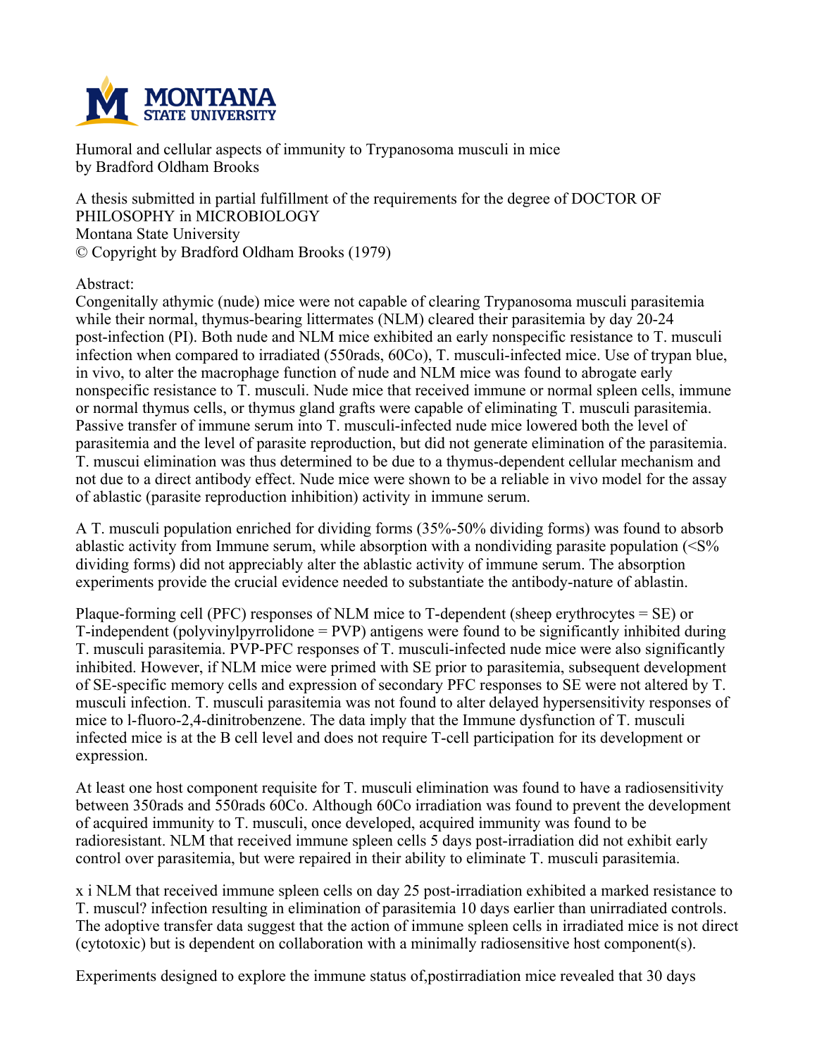Humoral and cellular aspects of immunity to Trypanosoma musculi in mice
by Bradford Oldham Brooks

A thesis submitted in partial fulfillment of the requirements for the degree of DOCTOR OF PHILOSOPHY in MICROBIOLOGY
Montana State University
© Copyright by Bradford Oldham Brooks (1979)

Abstract:

Congenitally athymic (nude) mice were not capable of clearing Trypanosoma musculi parasitemia while their normal, thymus-bearing littermates (NLM) cleared their parasitemia by day 20-24 post-infection (PI). Both nude and NLM mice exhibited an early nonspecific resistance to T. musculi infection when compared to irradiated (550rads, 60Co), T. musculi-infected mice. Use of trypan blue, in vivo, to alter the macrophage function of nude and NLM mice was found to abrogate early nonspecific resistance to T. musculi. Nude mice that received immune or normal spleen cells, immune or normal thymus cells, or thymus gland grafts were capable of eliminating T. musculi parasitemia. Passive transfer of immune serum into T. musculi-infected nude mice lowered both the level of parasitemia and the level of parasite reproduction, but did not generate elimination of the parasitemia. T. muscui elimination was thus determined to be due to a thymus-dependent cellular mechanism and not due to a direct antibody effect. Nude mice were shown to be a reliable in vivo model for the assay of ablastic (parasite reproduction inhibition) activity in immune serum.

A T. musculi population enriched for dividing forms (35%-50% dividing forms) was found to absorb ablastic activity from Immune serum, while absorption with a nondividing parasite population (<S% dividing forms) did not appreciably alter the ablastic activity of immune serum. The absorption experiments provide the crucial evidence needed to substantiate the antibody-nature of ablastin.

Plaque-forming cell (PFC) responses of NLM mice to T-dependent (sheep erythrocytes = SE) or T-independent (polyvinylpyrrolidone = PVP) antigens were found to be significantly inhibited during T. musculi parasitemia. PVP-PFC responses of T. musculi-infected nude mice were also significantly inhibited. However, if NLM mice were primed with SE prior to parasitemia, subsequent development of SE-specific memory cells and expression of secondary PFC responses to SE were not altered by T. musculi infection. T. musculi parasitemia was not found to alter delayed hypersensitivity responses of mice to l-fluoro-2,4-dinitrobenzene. The data imply that the Immune dysfunction of T. musculi infected mice is at the B cell level and does not require T-cell participation for its development or expression.

At least one host component requisite for T. musculi elimination was found to have a radiosensitivity between 350rads and 550rads 60Co. Although 60Co irradiation was found to prevent the development of acquired immunity to T. musculi, once developed, acquired immunity was found to be radioresistant. NLM that received immune spleen cells 5 days post-irradiation did not exhibit early control over parasitemia, but were repaired in their ability to eliminate T. musculi parasitemia.

x i NLM that received immune spleen cells on day 25 post-irradiation exhibited a marked resistance to T. muscul? infection resulting in elimination of parasitemia 10 days earlier than unirradiated controls. The adoptive transfer data suggest that the action of immune spleen cells in irradiated mice is not direct (cytotoxic) but is dependent on collaboration with a minimally radiosensitive host component(s).

Experiments designed to explore the immune status of,postirradiation mice revealed that 30 days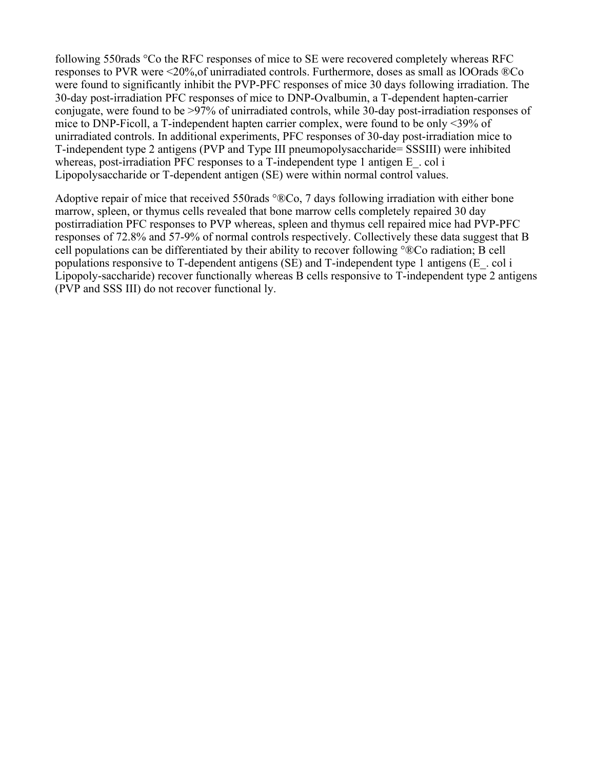following 550rads °Co the RFC responses of mice to SE were recovered completely whereas RFC responses to PVR were <20%,of unirradiated controls. Furthermore, doses as small as lOOrads ®Co were found to significantly inhibit the PVP-PFC responses of mice 30 days following irradiation. The 30-day post-irradiation PFC responses of mice to DNP-Ovalbumin, a T-dependent hapten-carrier conjugate, were found to be >97% of unirradiated controls, while 30-day post-irradiation responses of mice to DNP-Ficoll, a T-independent hapten carrier complex, were found to be only <39% of unirradiated controls. In additional experiments, PFC responses of 30-day post-irradiation mice to T-independent type 2 antigens (PVP and Type III pneumopolysaccharide= SSSIII) were inhibited whereas, post-irradiation PFC responses to a T-independent type 1 antigen E_. col i Lipopolysaccharide or T-dependent antigen (SE) were within normal control values.

Adoptive repair of mice that received 550rads °®Co, 7 days following irradiation with either bone marrow, spleen, or thymus cells revealed that bone marrow cells completely repaired 30 day postirradiation PFC responses to PVP whereas, spleen and thymus cell repaired mice had PVP-PFC responses of 72.8% and 57-9% of normal controls respectively. Collectively these data suggest that B cell populations can be differentiated by their ability to recover following °®Co radiation; B cell populations responsive to T-dependent antigens (SE) and T-independent type 1 antigens (E_. col i Lipopoly-saccharide) recover functionally whereas B cells responsive to T-independent type 2 antigens (PVP and SSS III) do not recover functional ly.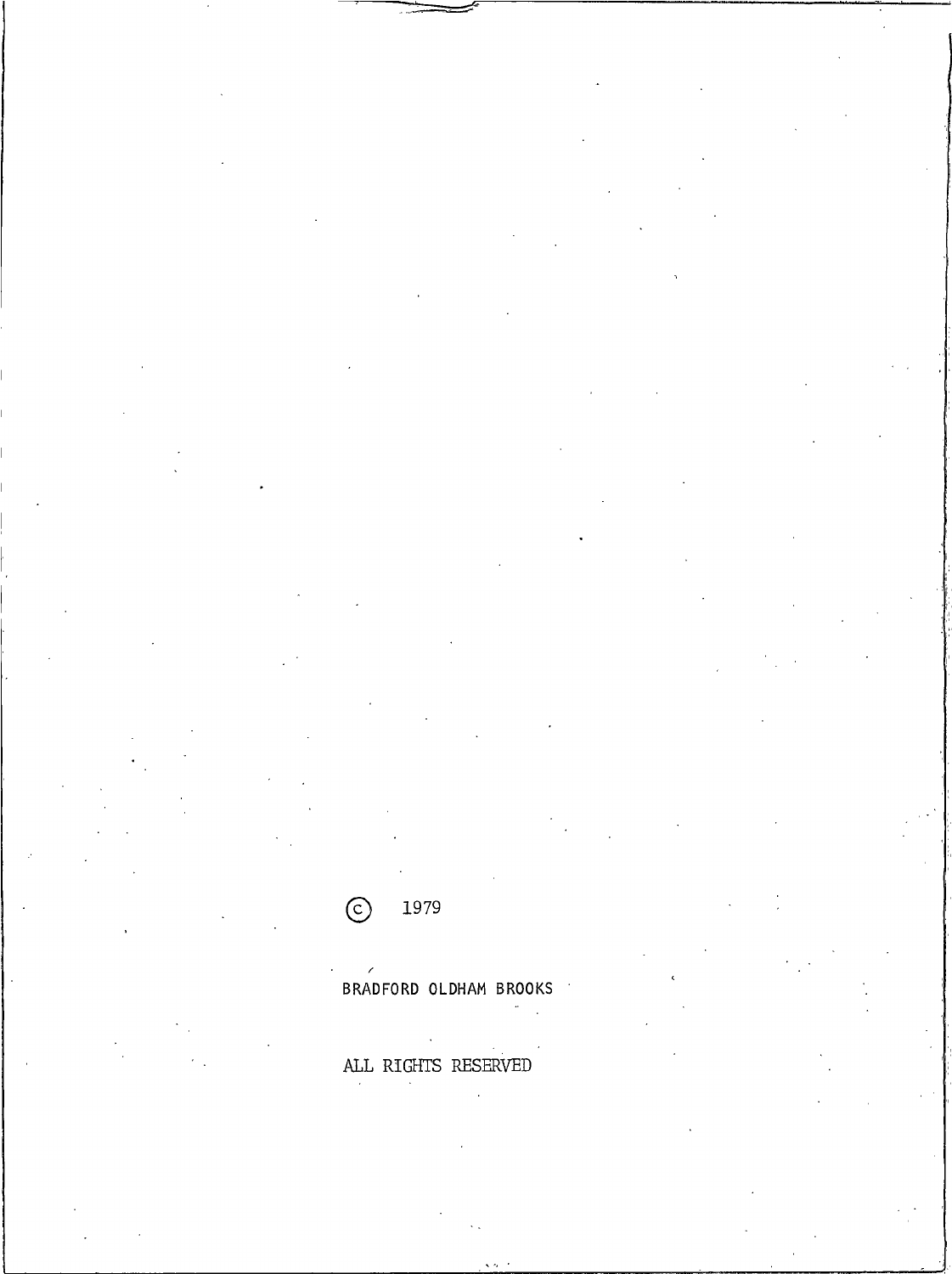© 1979

BRADFORD OLDHAM BROOKS

ALL RIGHTS RESERVED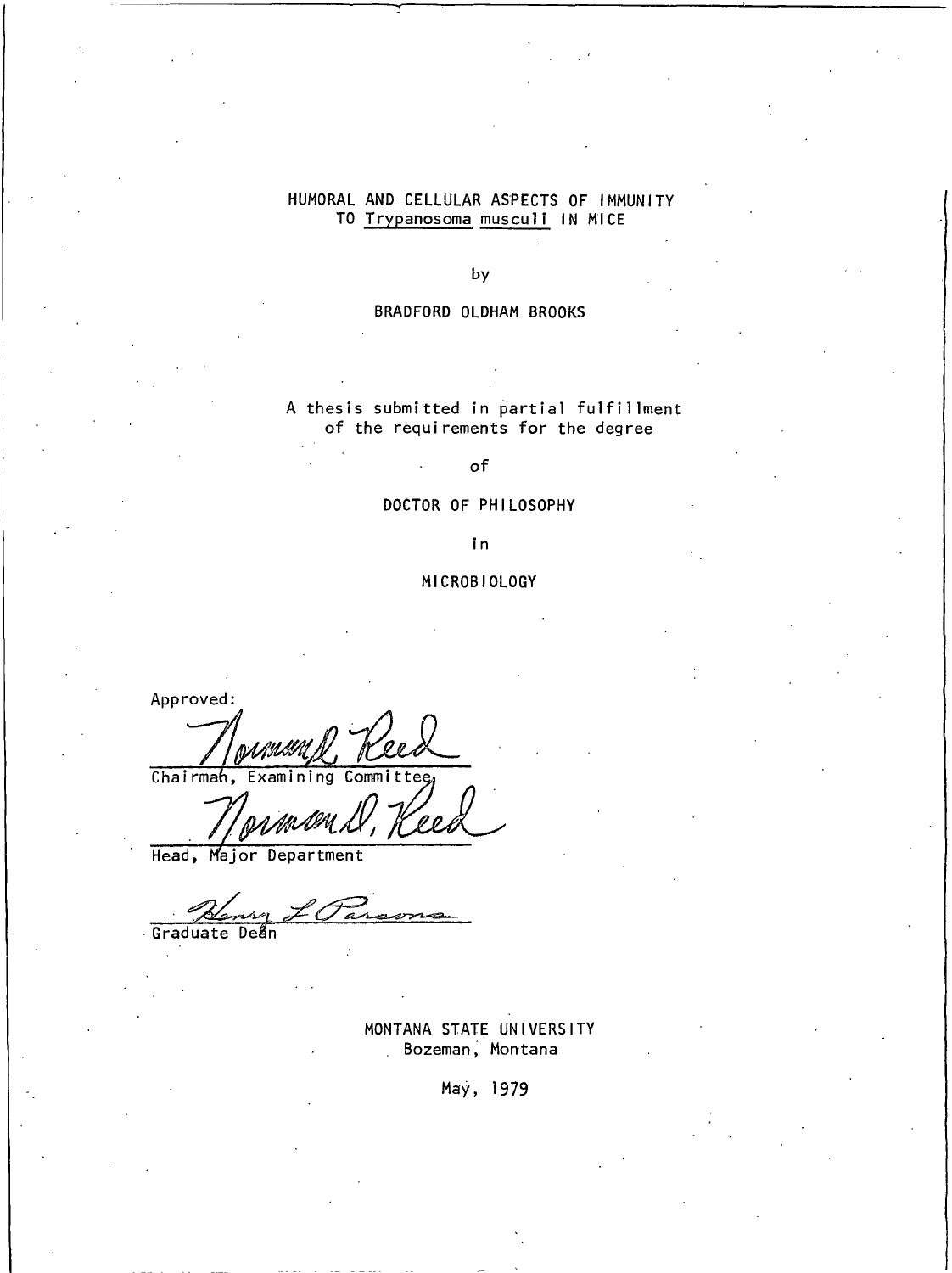# HUMORAL AND CELLULAR ASPECTS OF IMMUNITY TO *Trypanosoma musculi* IN MICE

by

BRADFORD OLDHAM BROOKS

A thesis submitted in partial fulfillment of the requirements for the degree

of

DOCTOR OF PHILOSOPHY

in

MICROBIOLOGY

Approved:

Norman D. Reed
Chairman, Examining Committee

Norman D. Reed
Head, Major Department

Henry L. Parsons
Graduate Dean

MONTANA STATE UNIVERSITY
Bozeman, Montana

May, 1979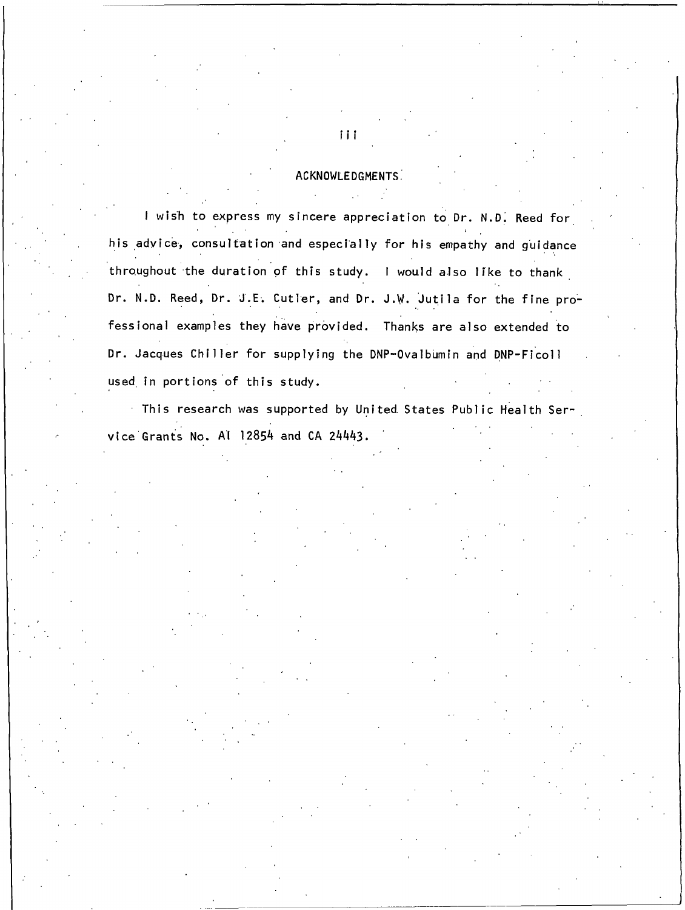# ACKNOWLEDGMENTS

I wish to express my sincere appreciation to Dr. N.D. Reed for his advice, consultation and especially for his empathy and guidance throughout the duration of this study. I would also like to thank Dr. N.D. Reed, Dr. J.E. Cutler, and Dr. J.W. Jutila for the fine professional examples they have provided. Thanks are also extended to Dr. Jacques Chiller for supplying the DNP-Ovalbumin and DNP-Ficoll used in portions of this study.

This research was supported by United States Public Health Service Grants No. AI 12854 and CA 24443.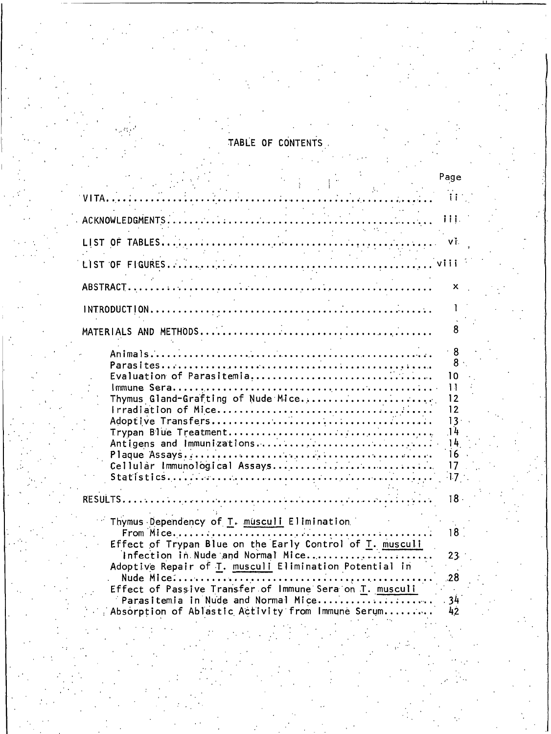# TABLE OF CONTENTS

| | Page |
|---|---|
| VITA | ii |
| ACKNOWLEDGMENTS | iii |
| LIST OF TABLES | vi |
| LIST OF FIGURES | viii |
| ABSTRACT | x |
| INTRODUCTION | 1 |
| MATERIALS AND METHODS | 8 |
| Animals | 8 |
| Parasites | 8 |
| Evaluation of Parasitemia | 10 |
| Immune Sera | 11 |
| Thymus Gland-Grafting of Nude Mice | 12 |
| Irradiation of Mice | 12 |
| Adoptive Transfers | 13 |
| Trypan Blue Treatment | 14 |
| Antigens and Immunizations | 14 |
| Plaque Assays | 16 |
| Cellular Immunological Assays | 17 |
| Statistics | 17 |
| RESULTS | 18 |
| Thymus Dependency of *T. musculi* Elimination From Mice | 18 |
| Effect of Trypan Blue on the Early Control of *T. musculi* Infection in Nude and Normal Mice | 23 |
| Adoptive Repair of *T. musculi* Elimination Potential in Nude Mice | 28 |
| Effect of Passive Transfer of Immune Sera on *T. musculi* Parasitemia in Nude and Normal Mice | 34 |
| Absorption of Ablastic Activity from Immune Serum | 42 |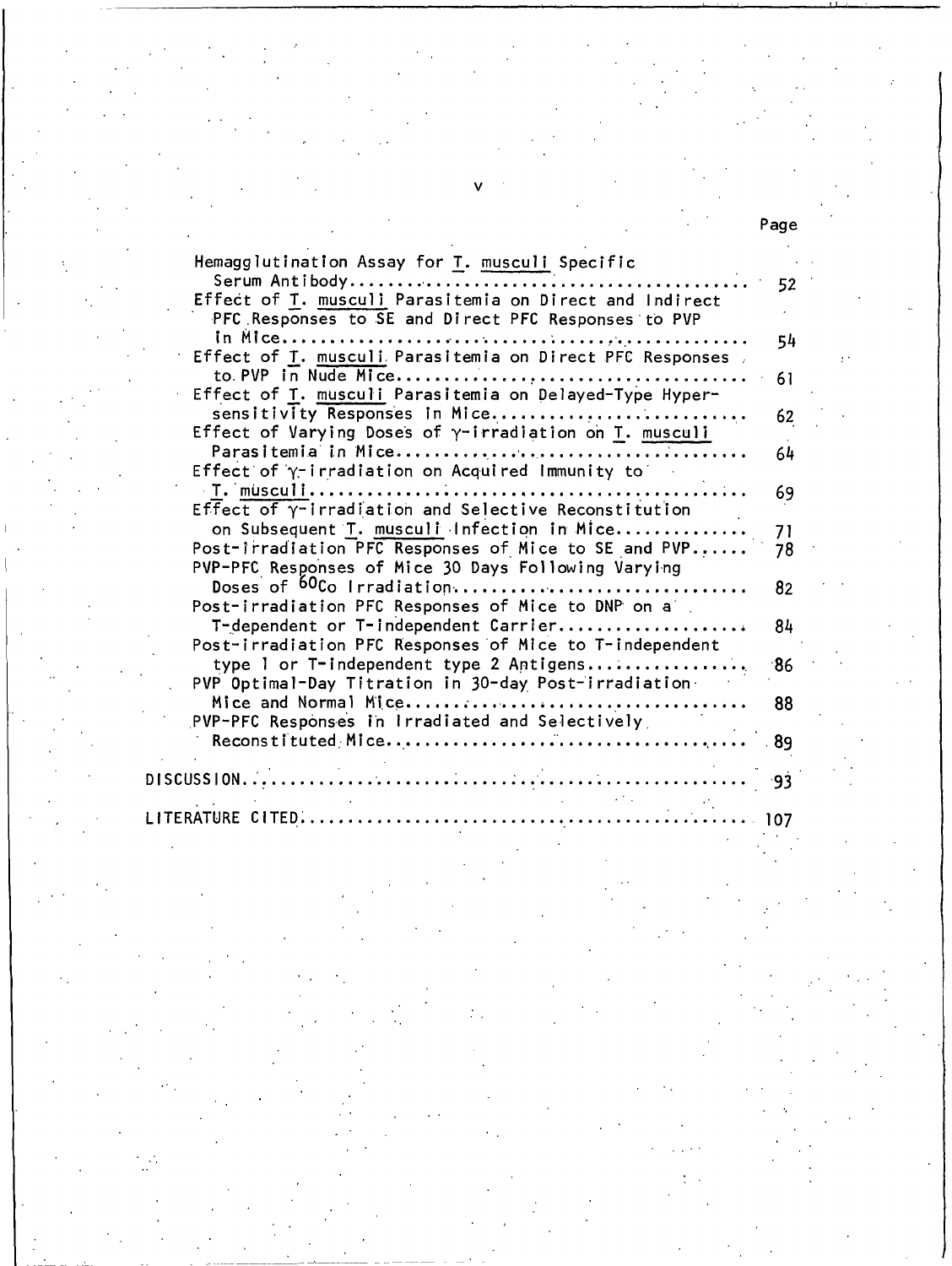| | Page |
|---|---|
| Hemagglutination Assay for *T. musculi* Specific Serum Antibody | 52 |
| Effect of *T. musculi* Parasitemia on Direct and Indirect PFC Responses to SE and Direct PFC Responses to PVP in Mice | 54 |
| Effect of *T. musculi* Parasitemia on Direct PFC Responses to PVP in Nude Mice | 61 |
| Effect of *T. musculi* Parasitemia on Delayed-Type Hypersensitivity Responses in Mice | 62 |
| Effect of Varying Doses of $\gamma$-irradiation on *T. musculi* Parasitemia in Mice | 64 |
| Effect of $\gamma$-irradiation on Acquired Immunity to *T. musculi* | 69 |
| Effect of $\gamma$-irradiation and Selective Reconstitution on Subsequent *T. musculi* Infection in Mice | 71 |
| Post-irradiation PFC Responses of Mice to SE and PVP | 78 |
| PVP-PFC Responses of Mice 30 Days Following Varying Doses of $^{60}$Co Irradiation | 82 |
| Post-irradiation PFC Responses of Mice to DNP on a T-dependent or T-independent Carrier | 84 |
| Post-irradiation PFC Responses of Mice to T-independent type 1 or T-independent type 2 Antigens | 86 |
| PVP Optimal-Day Titration in 30-day Post-irradiation Mice and Normal Mice | 88 |
| PVP-PFC Responses in Irradiated and Selectively Reconstituted Mice | 89 |
| DISCUSSION | 93 |
| LITERATURE CITED | 107 |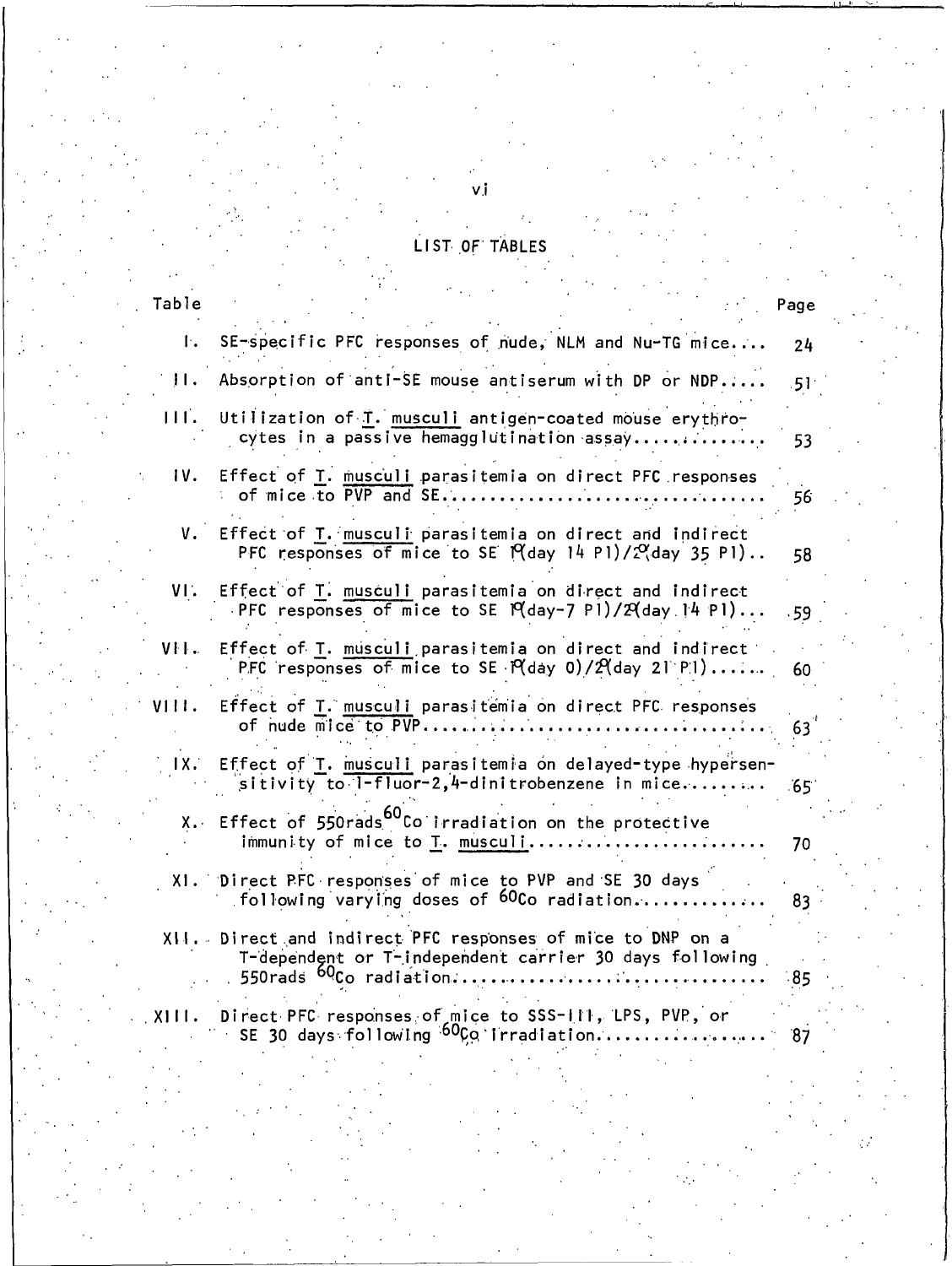## LIST OF TABLES

| Table | | Page |
|---|---|---|
| I. | SE-specific PFC responses of nude, NLM and Nu-TG mice.... | 24 |
| II. | Absorption of anti-SE mouse antiserum with DP or NDP..... | 51 |
| III. | Utilization of T. musculi antigen-coated mouse erythrocytes in a passive hemagglutination assay............ | 53 |
| IV. | Effect of T. musculi parasitemia on direct PFC responses of mice to PVP and SE.................................. | 56 |
| V. | Effect of T. musculi parasitemia on direct and indirect PFC responses of mice to SE 1°(day 14 PI)/2°(day 35 PI).. | 58 |
| VI. | Effect of T. musculi parasitemia on direct and indirect PFC responses of mice to SE 1°(day-7 PI)/2°(day 14 PI)... | 59 |
| VII. | Effect of T. musculi parasitemia on direct and indirect PFC responses of mice to SE 1°(day 0)/2°(day 21 PI)...... | 60 |
| VIII. | Effect of T. musculi parasitemia on direct PFC responses of nude mice to PVP.................................... | 63 |
| IX. | Effect of T. musculi parasitemia on delayed-type hypersensitivity to 1-fluor-2,4-dinitrobenzene in mice......... | 65 |
| X. | Effect of 550rads $^{60}Co$ irradiation on the protective immunity of mice to T. musculi........................ | 70 |
| XI. | Direct PFC responses of mice to PVP and SE 30 days following varying doses of $^{60}Co$ radiation............. | 83 |
| XII. | Direct and indirect PFC responses of mice to DNP on a T-dependent or T-independent carrier 30 days following 550rads $^{60}Co$ radiation.................................. | 85 |
| XIII. | Direct PFC responses of mice to SSS-III, LPS, PVP, or SE 30 days following $^{60}Co$ irradiation................ | 87 |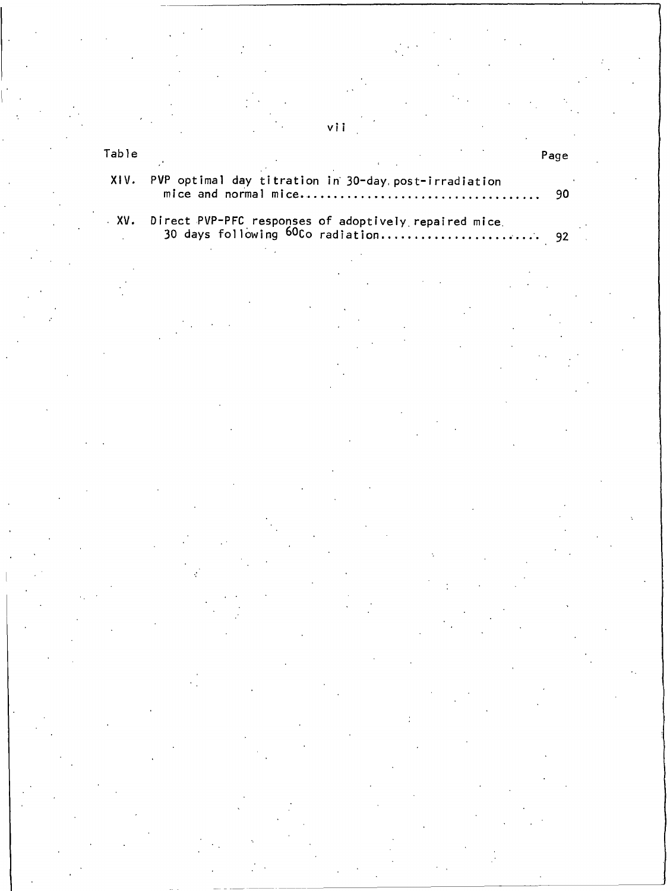| Table | | Page |
|---|---|---|
| XIV. | PVP optimal day titration in 30-day post-irradiation mice and normal mice | 90 |
| XV. | Direct PVP-PFC responses of adoptively repaired mice 30 days following $^{60}Co$ radiation | 92 |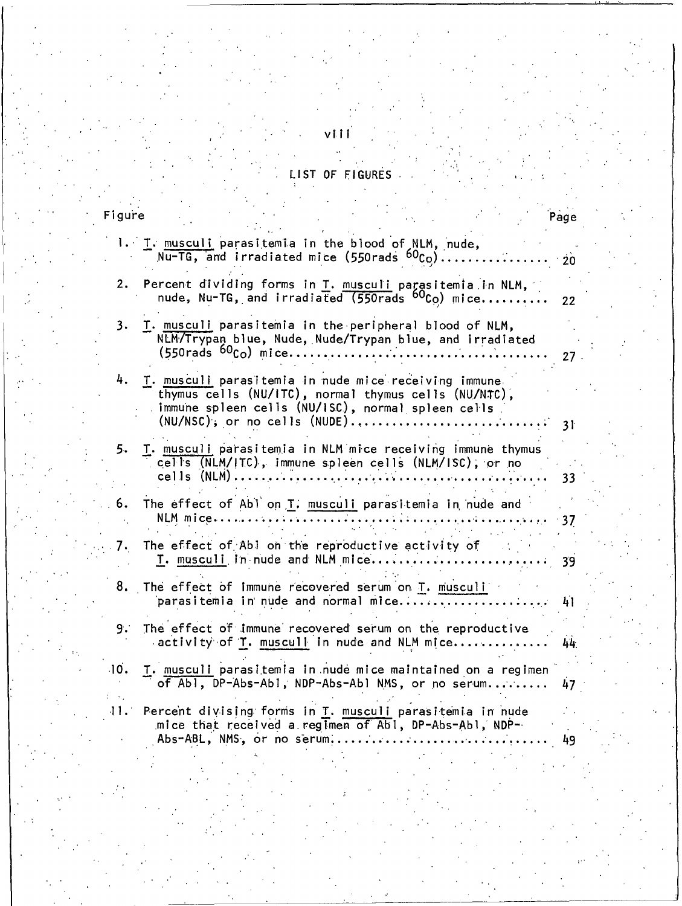## LIST OF FIGURES

| Figure | | Page |
|---|---|---|
| 1. | *T. musculi* parasitemia in the blood of NLM, nude, Nu-TG, and irradiated mice (550rads $^{60}Co$) | 20 |
| 2. | Percent dividing forms in *T. musculi* parasitemia in NLM, nude, Nu-TG, and irradiated (550rads $^{60}Co$) mice | 22 |
| 3. | *T. musculi* parasitemia in the peripheral blood of NLM, NLM/Trypan blue, Nude, Nude/Trypan blue, and irradiated (550rads $^{60}Co$) mice | 27 |
| 4. | *T. musculi* parasitemia in nude mice receiving immune thymus cells (NU/ITC), normal thymus cells (NU/NTC), immune spleen cells (NU/ISC), normal spleen cells (NU/NSC), or no cells (NUDE) | 31 |
| 5. | *T. musculi* parasitemia in NLM mice receiving immune thymus cells (NLM/ITC), immune spleen cells (NLM/ISC), or no cells (NLM) | 33 |
| 6. | The effect of Abl on *T. musculi* parasitemia in nude and NLM mice | 37 |
| 7. | The effect of Abl on the reproductive activity of *T. musculi* in nude and NLM mice | 39 |
| 8. | The effect of immune recovered serum on *T. musculi* parasitemia in nude and normal mice | 41 |
| 9. | The effect of immune recovered serum on the reproductive activity of *T. musculi* in nude and NLM mice | 44 |
| 10. | *T. musculi* parasitemia in nude mice maintained on a regimen of Abl, DP-Abs-Abl, NDP-Abs-Abl NMS, or no serum | 47 |
| 11. | Percent divising forms in *T. musculi* parasitemia in nude mice that received a regimen of Abl, DP-Abs-Abl, NDP-Abs-ABL, NMS, or no serum | 49 |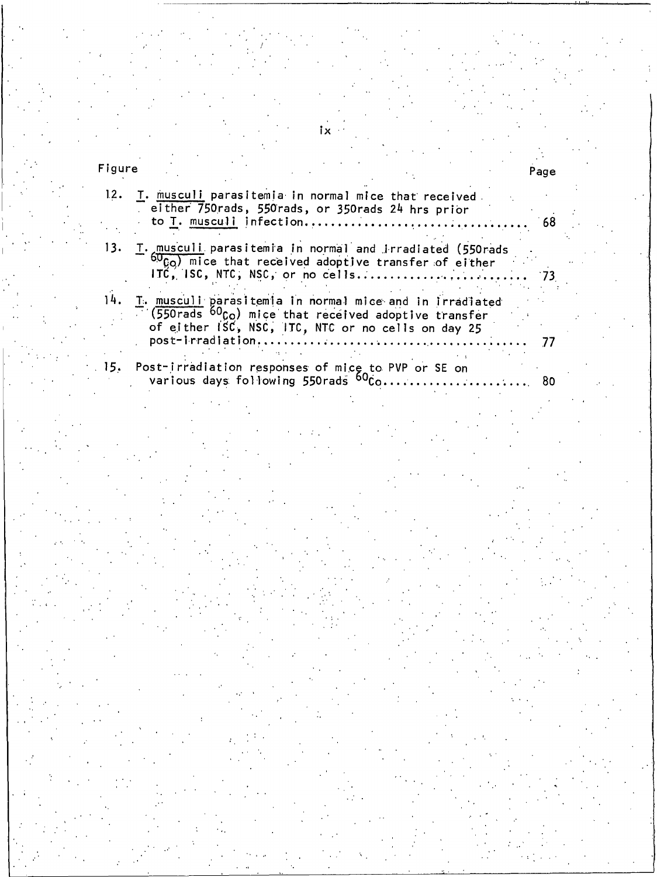| Figure | | Page |
|---|---|---|
| 12. | *T. musculi* parasitemia in normal mice that received either 750rads, 550rads, or 350rads 24 hrs prior to *T. musculi* infection | 68 |
| 13. | *T. musculi* parasitemia in normal and irradiated (550rads $^{60}Co$) mice that received adoptive transfer of either ITC, ISC, NTC, NSC, or no cells | 73 |
| 14. | *T. musculi* parasitemia in normal mice and in irradiated (550rads $^{60}Co$) mice that received adoptive transfer of either ISC, NSC, ITC, NTC or no cells on day 25 post-irradiation | 77 |
| 15. | Post-irradiation responses of mice to PVP or SE on various days following 550rads $^{60}Co$ | 80 |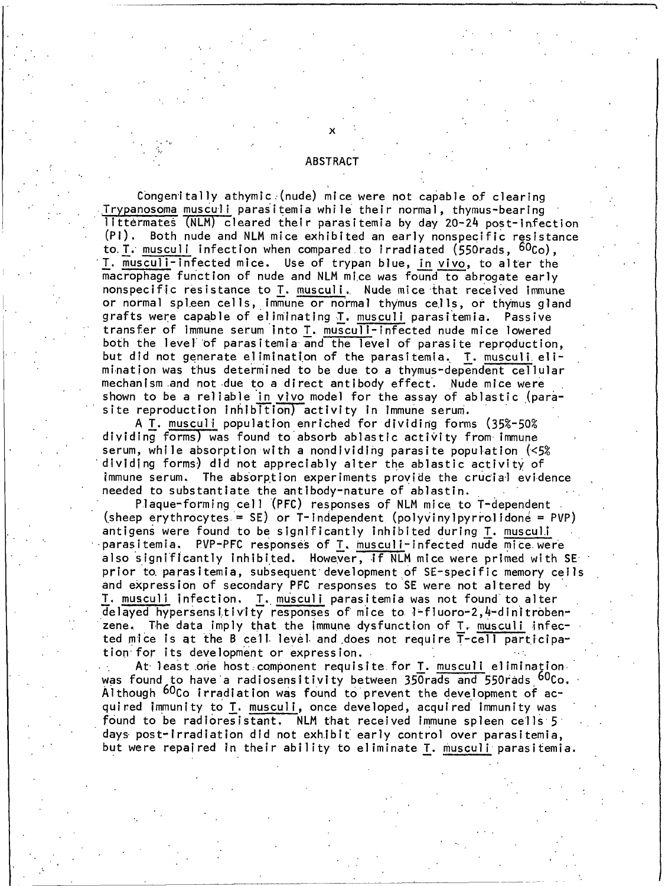## ABSTRACT

Congenitally athymic (nude) mice were not capable of clearing *Trypanosoma musculi* parasitemia while their normal, thymus-bearing littermates (NLM) cleared their parasitemia by day 20-24 post-infection (PI). Both nude and NLM mice exhibited an early nonspecific resistance to *T. musculi* infection when compared to irradiated (550rads, $^{60}Co$), *T. musculi*-infected mice. Use of trypan blue, *in vivo*, to alter the macrophage function of nude and NLM mice was found to abrogate early nonspecific resistance to *T. musculi*. Nude mice that received immune or normal spleen cells, immune or normal thymus cells, or thymus gland grafts were capable of eliminating *T. musculi* parasitemia. Passive transfer of immune serum into *T. musculi*-infected nude mice lowered both the level of parasitemia and the level of parasite reproduction, but did not generate elimination of the parasitemia. *T. musculi* elimination was thus determined to be due to a thymus-dependent cellular mechanism and not due to a direct antibody effect. Nude mice were shown to be a reliable *in vivo* model for the assay of ablastic (parasite reproduction inhibition) activity in immune serum.

A *T. musculi* population enriched for dividing forms (35%-50% dividing forms) was found to absorb ablastic activity from immune serum, while absorption with a nondividing parasite population (<5% dividing forms) did not appreciably alter the ablastic activity of immune serum. The absorption experiments provide the crucial evidence needed to substantiate the antibody-nature of ablastin.

Plaque-forming cell (PFC) responses of NLM mice to T-dependent (sheep erythrocytes = SE) or T-independent (polyvinylpyrrolidone = PVP) antigens were found to be significantly inhibited during *T. musculi* parasitemia. PVP-PFC responses of *T. musculi*-infected nude mice were also significantly inhibited. However, if NLM mice were primed with SE prior to parasitemia, subsequent development of SE-specific memory cells and expression of secondary PFC responses to SE were not altered by *T. musculi* infection. *T. musculi* parasitemia was not found to alter delayed hypersensitivity responses of mice to 1-fluoro-2,4-dinitrobenzene. The data imply that the immune dysfunction of *T. musculi* infected mice is at the B cell level and does not require T-cell participation for its development or expression.

At least one host component requisite for *T. musculi* elimination was found to have a radiosensitivity between 350rads and 550rads $^{60}Co$. Although $^{60}Co$ irradiation was found to prevent the development of acquired immunity to *T. musculi*, once developed, acquired immunity was found to be radioresistant. NLM that received immune spleen cells 5 days post-irradiation did not exhibit early control over parasitemia, but were repaired in their ability to eliminate *T. musculi* parasitemia.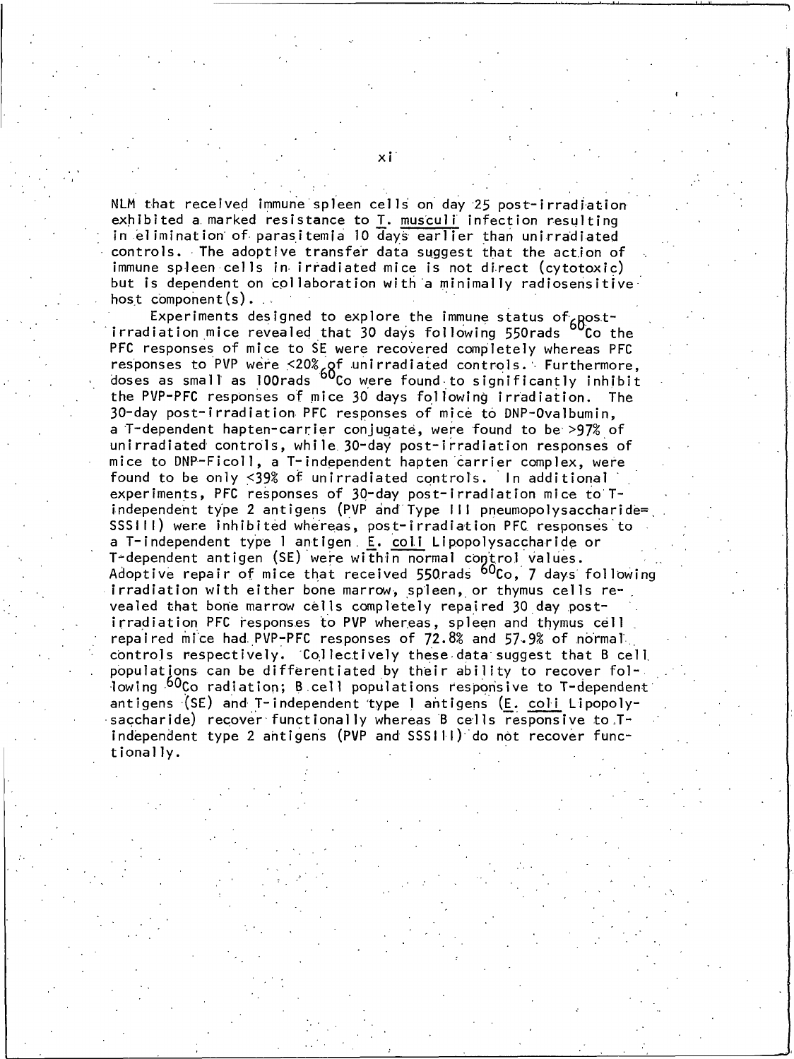NLM that received immune spleen cells on day 25 post-irradiation exhibited a marked resistance to T. musculi infection resulting in elimination of parasitemia 10 days earlier than unirradiated controls. The adoptive transfer data suggest that the action of immune spleen cells in irradiated mice is not direct (cytotoxic) but is dependent on collaboration with a minimally radiosensitive host component(s).

Experiments designed to explore the immune status of post-irradiation mice revealed that 30 days following 550rads $^{60}$Co the PFC responses of mice to SE were recovered completely whereas PFC responses to PVP were <20% of unirradiated controls. Furthermore, doses as small as 100rads $^{60}$Co were found to significantly inhibit the PVP-PFC responses of mice 30 days following irradiation. The 30-day post-irradiation PFC responses of mice to DNP-Ovalbumin, a T-dependent hapten-carrier conjugate, were found to be >97% of unirradiated controls, while 30-day post-irradiation responses of mice to DNP-Ficoll, a T-independent hapten carrier complex, were found to be only <39% of unirradiated controls. In additional experiments, PFC responses of 30-day post-irradiation mice to T-independent type 2 antigens (PVP and Type III pneumopolysaccharide= SSSIII) were inhibited whereas, post-irradiation PFC responses to a T-independent type 1 antigen E. coli Lipopolysaccharide or T-dependent antigen (SE) were within normal control values. Adoptive repair of mice that received 550rads $^{60}$Co, 7 days following irradiation with either bone marrow, spleen, or thymus cells revealed that bone marrow cells completely repaired 30 day post-irradiation PFC responses to PVP whereas, spleen and thymus cell repaired mice had PVP-PFC responses of 72.8% and 57.9% of normal controls respectively. Collectively these data suggest that B cell populations can be differentiated by their ability to recover following $^{60}$Co radiation; B cell populations responsive to T-dependent antigens (SE) and T-independent type 1 antigens (E. coli Lipopolysaccharide) recover functionally whereas B cells responsive to T-independent type 2 antigens (PVP and SSSIII) do not recover functionally.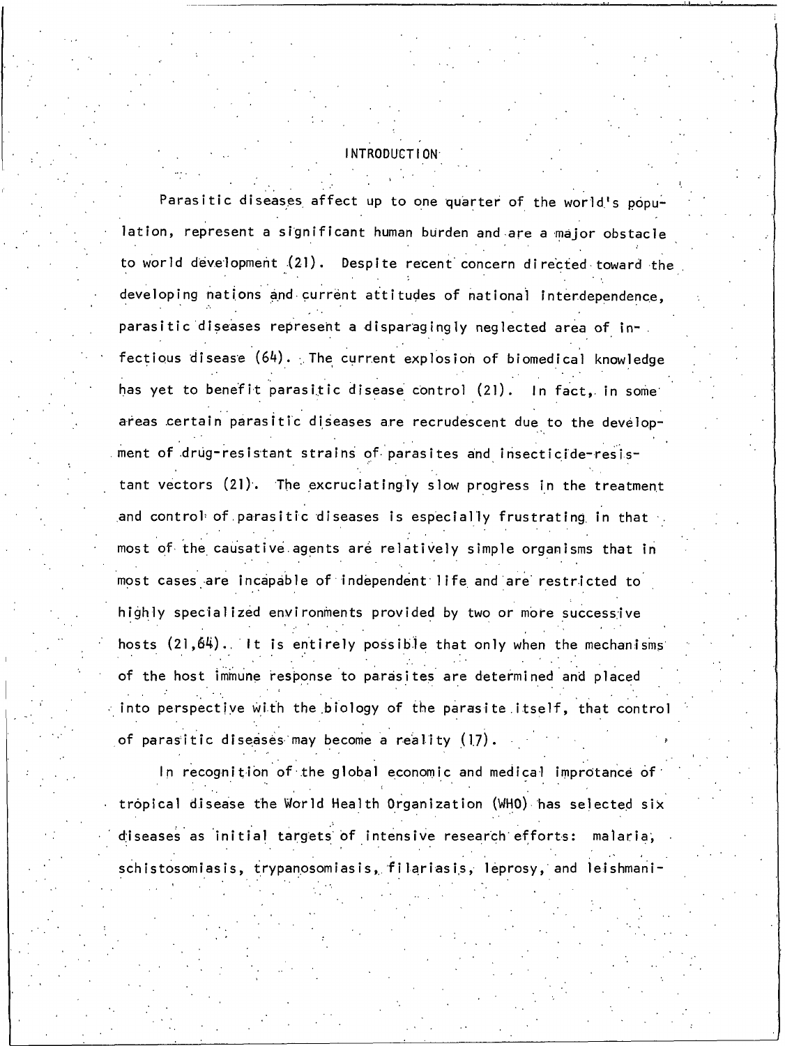# INTRODUCTION

Parasitic diseases affect up to one quarter of the world's population, represent a significant human burden and are a major obstacle to world development (21). Despite recent concern directed toward the developing nations and current attitudes of national interdependence, parasitic diseases represent a disparagingly neglected area of infectious disease (64). The current explosion of biomedical knowledge has yet to benefit parasitic disease control (21). In fact, in some areas certain parasitic diseases are recrudescent due to the development of drug-resistant strains of parasites and insecticide-resistant vectors (21). The excruciatingly slow progress in the treatment and control of parasitic diseases is especially frustrating in that most of the causative agents are relatively simple organisms that in most cases are incapable of independent life and are restricted to highly specialized environments provided by two or more successive hosts (21,64). It is entirely possible that only when the mechanisms of the host immune response to parasites are determined and placed into perspective with the biology of the parasite itself, that control of parasitic diseases may become a reality (17).

In recognition of the global economic and medical improtance of tropical disease the World Health Organization (WHO) has selected six diseases as initial targets of intensive research efforts: malaria, schistosomiasis, trypanosomiasis, filariasis, leprosy, and leishmani-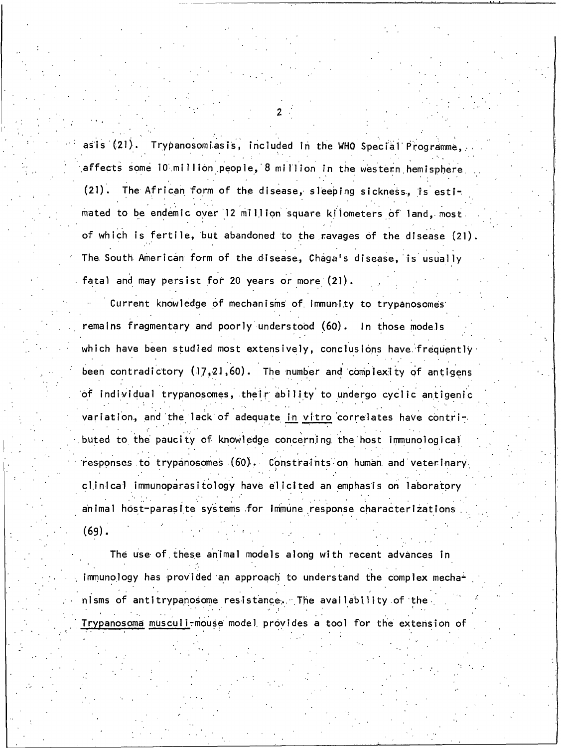asis (21). Trypanosomiasis, included in the WHO Special Programme, affects some 10 million people, 8 million in the western hemisphere (21). The African form of the disease, sleeping sickness, is estimated to be endemic over 12 million square kilometers of land, most of which is fertile, but abandoned to the ravages of the disease (21). The South American form of the disease, Chaga's disease, is usually fatal and may persist for 20 years or more (21).

Current knowledge of mechanisms of immunity to trypanosomes remains fragmentary and poorly understood (60). In those models which have been studied most extensively, conclusions have frequently been contradictory (17,21,60). The number and complexity of antigens of individual trypanosomes, their ability to undergo cyclic antigenic variation, and the lack of adequate _in vitro_ correlates have contributed to the paucity of knowledge concerning the host immunological responses to trypanosomes (60). Constraints on human and veterinary clinical immunoparasitology have elicited an emphasis on laboratory animal host-parasite systems for immune response characterizations (69).

The use of these animal models along with recent advances in immunology has provided an approach to understand the complex mechanisms of antitrypanosome resistance. The availability of the _Trypanosoma musculi_-mouse model provides a tool for the extension of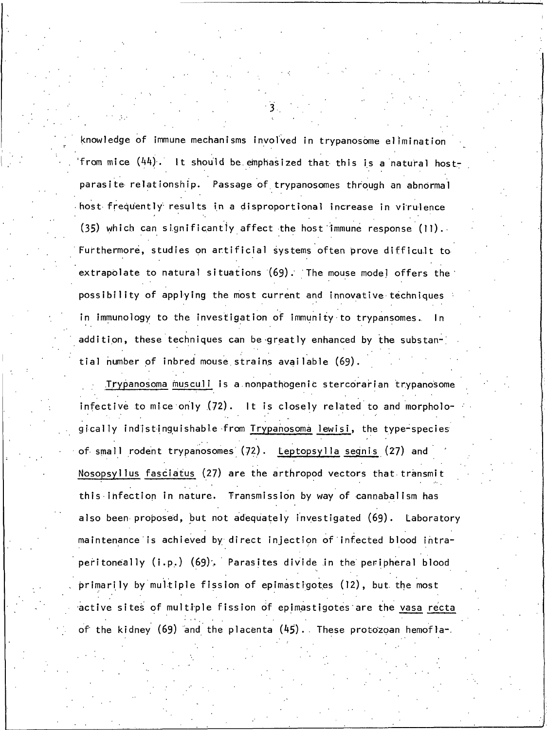knowledge of immune mechanisms involved in trypanosome elimination from mice (44). It should be emphasized that this is a natural host-parasite relationship. Passage of trypanosomes through an abnormal host frequently results in a disproportional increase in virulence (35) which can significantly affect the host immune response (11). Furthermore, studies on artificial systems often prove difficult to extrapolate to natural situations (69). The mouse model offers the possibility of applying the most current and innovative techniques in immunology to the investigation of immunity to trypansomes. In addition, these techniques can be greatly enhanced by the substantial number of inbred mouse strains available (69).

*Trypanosoma musculi* is a nonpathogenic stercorarian trypanosome infective to mice only (72). It is closely related to and morphologically indistinguishable from *Trypanosoma lewisi*, the type-species of small rodent trypanosomes (72). *Leptopsylla segnis* (27) and *Nosopsyllus fasciatus* (27) are the arthropod vectors that transmit this infection in nature. Transmission by way of cannabalism has also been proposed, but not adequately investigated (69). Laboratory maintenance is achieved by direct injection of infected blood intraperitoneally (i.p.) (69). Parasites divide in the peripheral blood primarily by multiple fission of epimastigotes (12), but the most active sites of multiple fission of epimastigotes are the *vasa recta* of the kidney (69) and the placenta (45). These protozoan hemofla-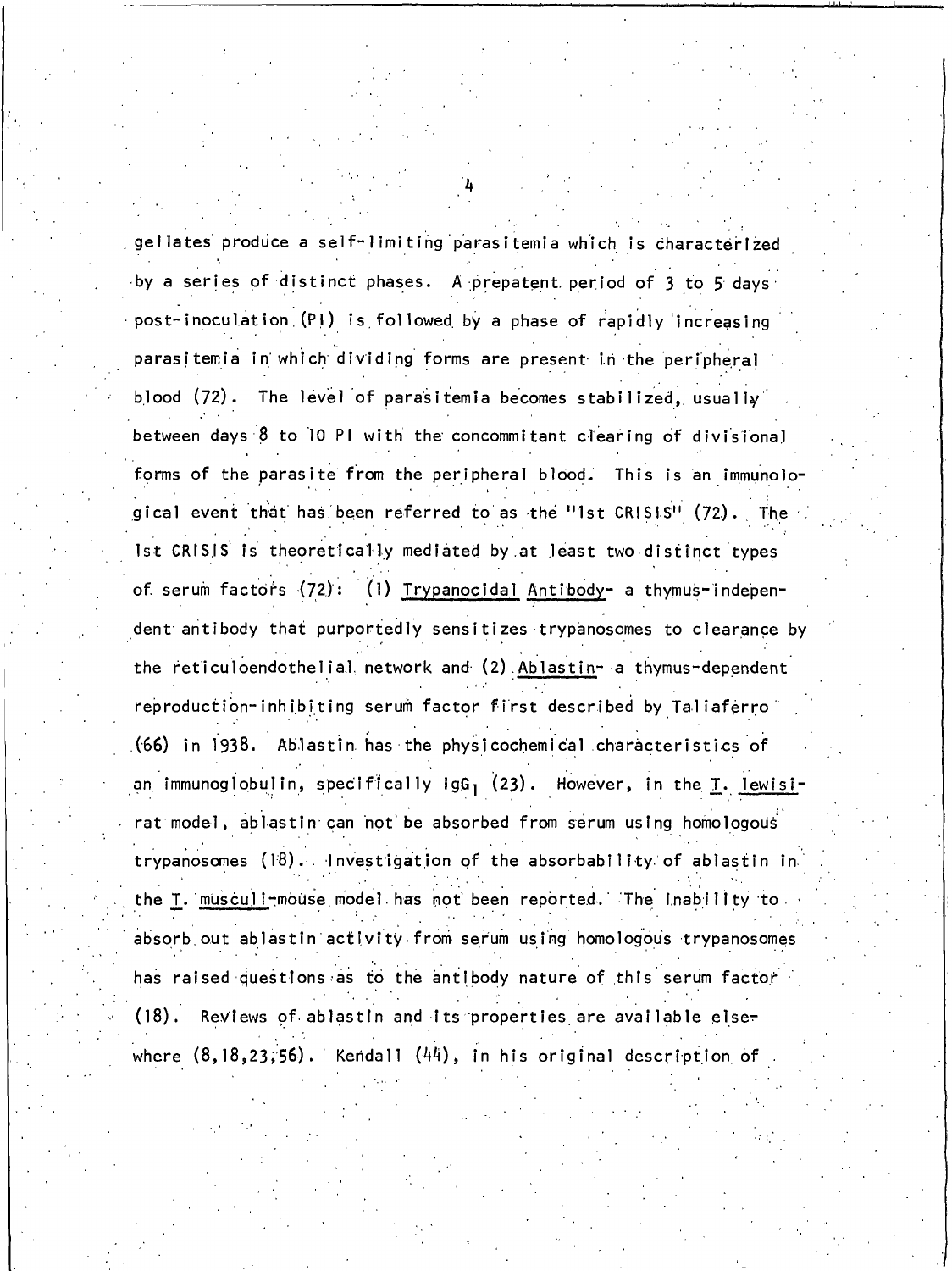gellates produce a self-limiting parasitemia which is characterized by a series of distinct phases. A prepatent period of 3 to 5 days post-inoculation (PI) is followed by a phase of rapidly increasing parasitemia in which dividing forms are present in the peripheral blood (72). The level of parasitemia becomes stabilized, usually between days 8 to 10 PI with the concommitant clearing of divisional forms of the parasite from the peripheral blood. This is an immunological event that has been referred to as the "1st CRISIS" (72). The 1st CRISIS is theoretically mediated by at least two distinct types of serum factors (72): (1) Trypanocidal Antibody- a thymus-independent antibody that purportedly sensitizes trypanosomes to clearance by the reticuloendothelial network and (2) Ablastin- a thymus-dependent reproduction-inhibiting serum factor first described by Taliaferro (66) in 1938. Ablastin has the physicochemical characteristics of an immunoglobulin, specifically $IgG_1$ (23). However, in the *T. lewisi*-rat model, ablastin can not be absorbed from serum using homologous trypanosomes (18). Investigation of the absorbability of ablastin in the *T. musculi*-mouse model has not been reported. The inability to absorb out ablastin activity from serum using homologous trypanosomes has raised questions as to the antibody nature of this serum factor (18). Reviews of ablastin and its properties are available elsewhere (8,18,23,56). Kendall (44), in his original description of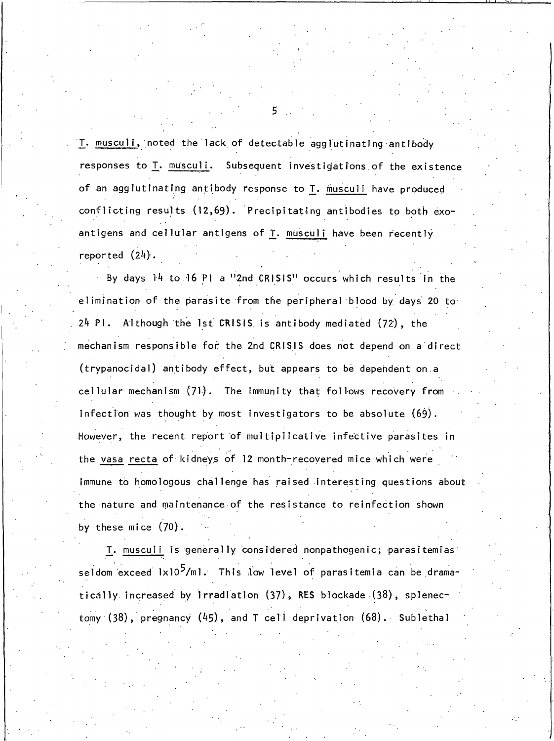*T. musculi*, noted the lack of detectable agglutinating antibody responses to *T. musculi*. Subsequent investigations of the existence of an agglutinating antibody response to *T. musculi* have produced conflicting results (12,69). Precipitating antibodies to both exo-antigens and cellular antigens of *T. musculi* have been recently reported (24).

By days 14 to 16 PI a "2nd CRISIS" occurs which results in the elimination of the parasite from the peripheral blood by days 20 to 24 PI. Although the 1st CRISIS is antibody mediated (72), the mechanism responsible for the 2nd CRISIS does not depend on a direct (trypanocidal) antibody effect, but appears to be dependent on a cellular mechanism (71). The immunity that follows recovery from infection was thought by most investigators to be absolute (69). However, the recent report of multiplicative infective parasites in the *vasa recta* of kidneys of 12 month-recovered mice which were immune to homologous challenge has raised interesting questions about the nature and maintenance of the resistance to reinfection shown by these mice (70).

*T. musculi* is generally considered nonpathogenic; parasitemias seldom exceed $1 \times 10^5$/ml. This low level of parasitemia can be dramatically increased by irradiation (37), RES blockade (38), splenectomy (38), pregnancy (45), and T cell deprivation (68). Sublethal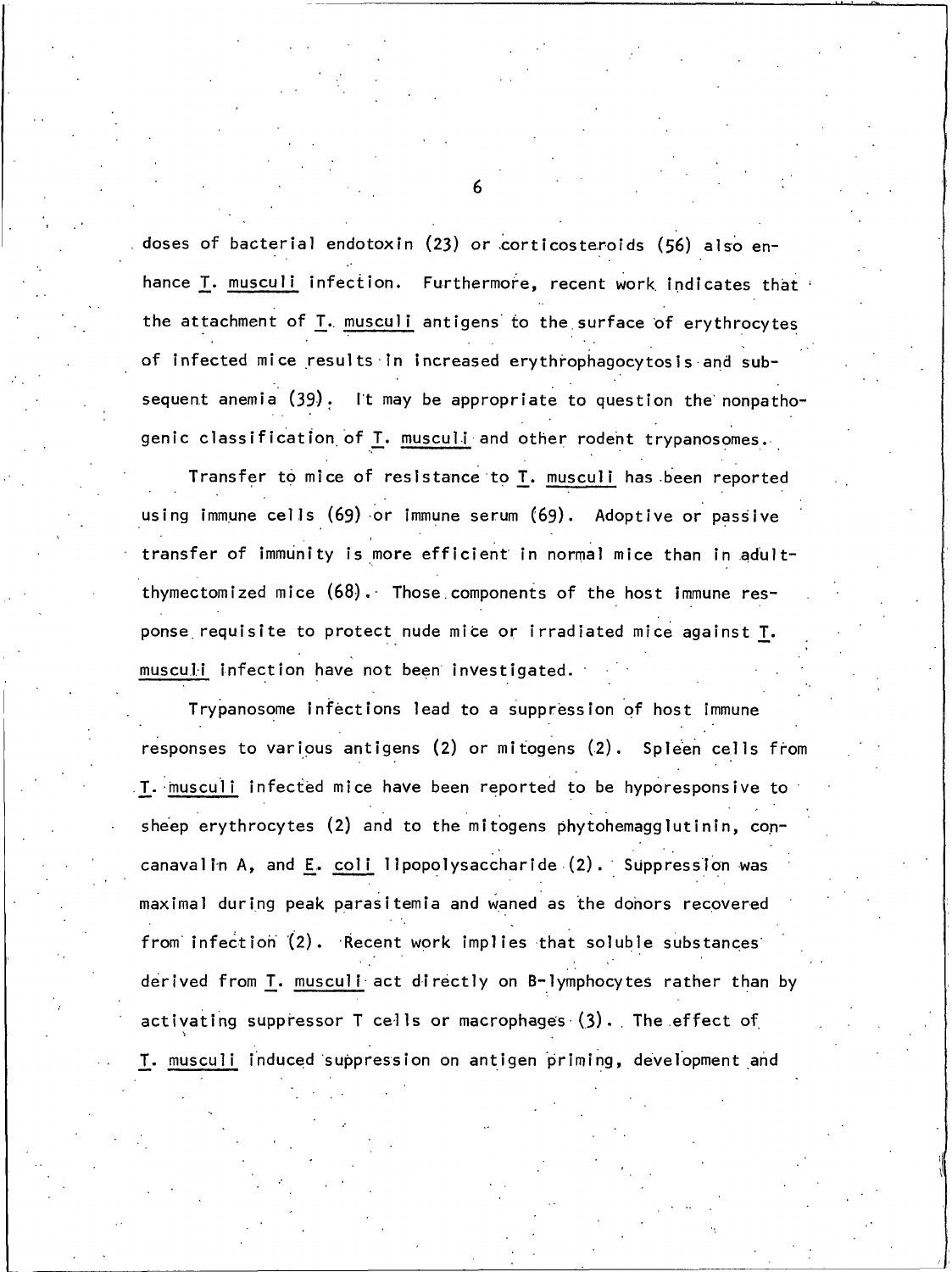doses of bacterial endotoxin (23) or corticosteroids (56) also enhance *T. musculi* infection. Furthermore, recent work indicates that the attachment of *T. musculi* antigens to the surface of erythrocytes of infected mice results in increased erythrophagocytosis and subsequent anemia (39). It may be appropriate to question the nonpathogenic classification of *T. musculi* and other rodent trypanosomes.

Transfer to mice of resistance to *T. musculi* has been reported using immune cells (69) or immune serum (69). Adoptive or passive transfer of immunity is more efficient in normal mice than in adult-thymectomized mice (68). Those components of the host immune response requisite to protect nude mice or irradiated mice against *T. musculi* infection have not been investigated.

Trypanosome infections lead to a suppression of host immune responses to various antigens (2) or mitogens (2). Spleen cells from *T. musculi* infected mice have been reported to be hyporesponsive to sheep erythrocytes (2) and to the mitogens phytohemagglutinin, concanavalin A, and *E. coli* lipopolysaccharide (2). Suppression was maximal during peak parasitemia and waned as the donors recovered from infection (2). Recent work implies that soluble substances derived from *T. musculi* act directly on B-lymphocytes rather than by activating suppressor T cells or macrophages (3). The effect of *T. musculi* induced suppression on antigen priming, development and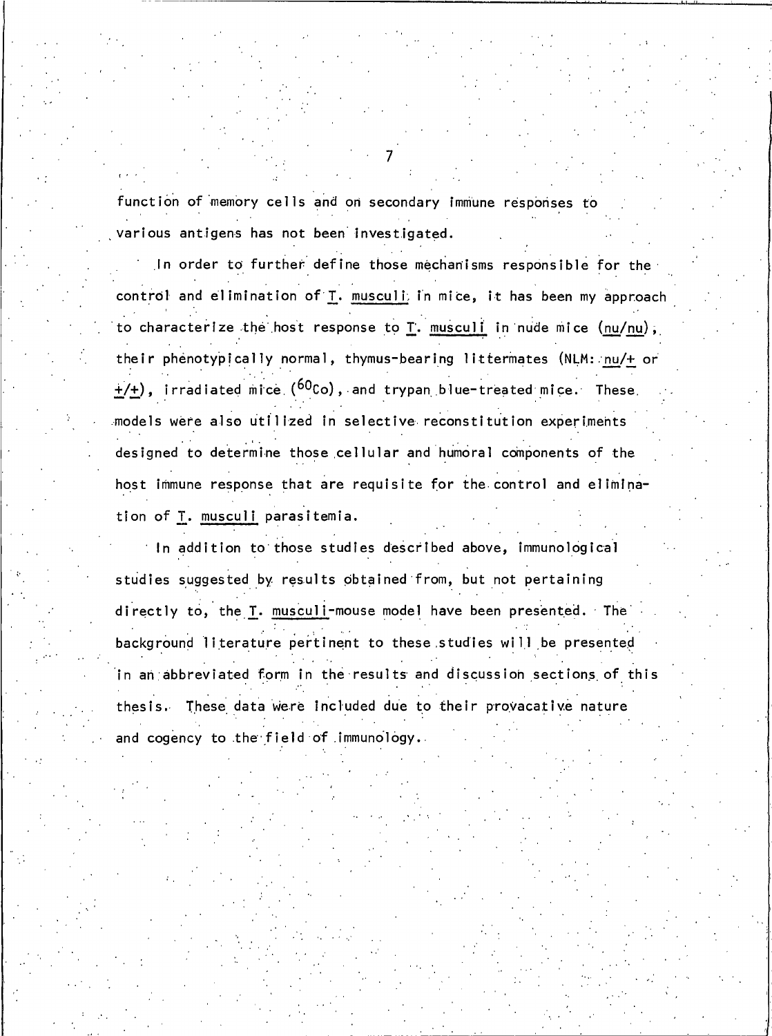function of memory cells and on secondary immune responses to various antigens has not been investigated.

In order to further define those mechanisms responsible for the control and elimination of _T. musculi_ in mice, it has been my approach to characterize the host response to _T. musculi_ in nude mice (_nu/nu_), their phenotypically normal, thymus-bearing littermates (NLM: _nu/+_ or _+/+_), irradiated mice ($^{60}Co$), and trypan blue-treated mice. These models were also utilized in selective reconstitution experiments designed to determine those cellular and humoral components of the host immune response that are requisite for the control and elimination of _T. musculi_ parasitemia.

In addition to those studies described above, immunological studies suggested by results obtained from, but not pertaining directly to, the _T. musculi_-mouse model have been presented. The background literature pertinent to these studies will be presented in an abbreviated form in the results and discussion sections of this thesis. These data were included due to their provacative nature and cogency to the field of immunology.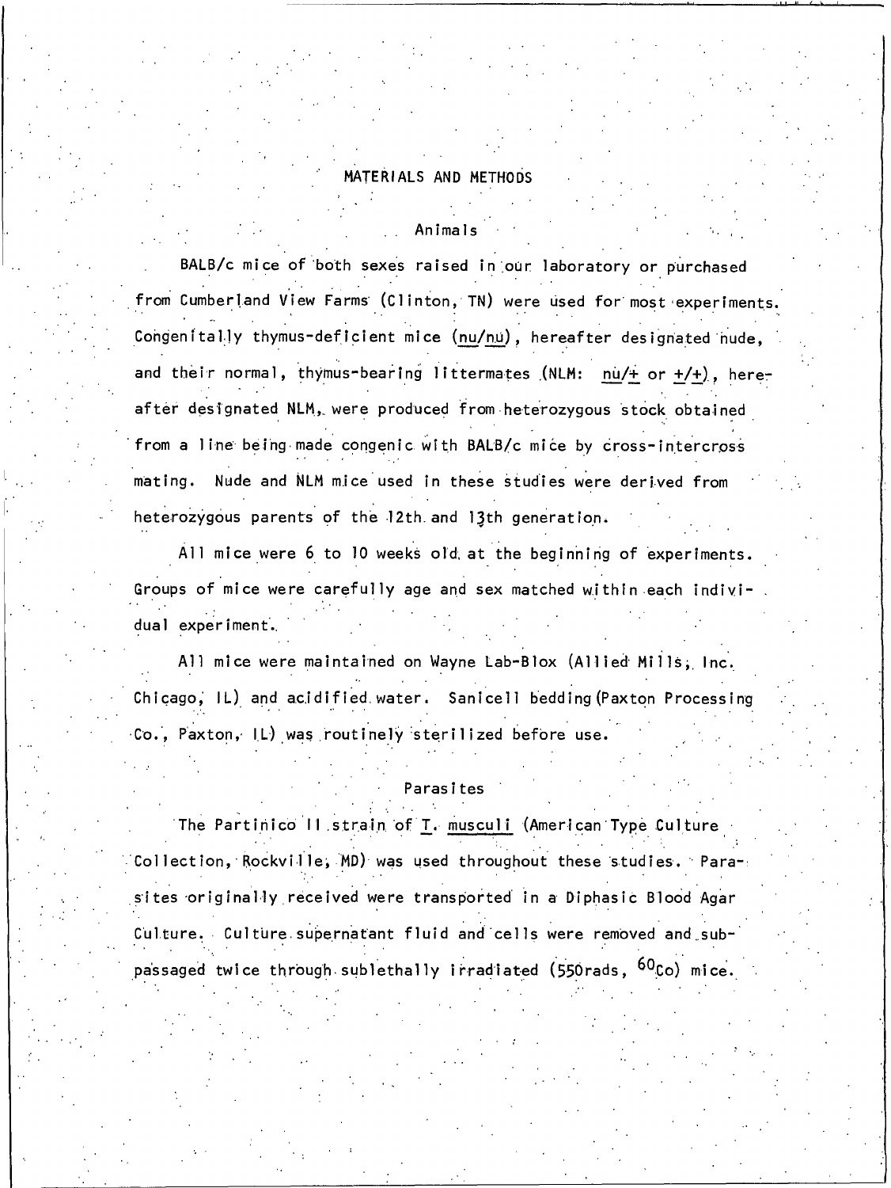# MATERIALS AND METHODS

## Animals

BALB/c mice of both sexes raised in our laboratory or purchased from Cumberland View Farms (Clinton, TN) were used for most experiments. Congenitally thymus-deficient mice (nu/nu), hereafter designated nude, and their normal, thymus-bearing littermates (NLM: nu/+ or +/+), hereafter designated NLM, were produced from heterozygous stock obtained from a line being made congenic with BALB/c mice by cross-intercross mating. Nude and NLM mice used in these studies were derived from heterozygous parents of the 12th and 13th generation.

All mice were 6 to 10 weeks old at the beginning of experiments. Groups of mice were carefully age and sex matched within each individual experiment.

All mice were maintained on Wayne Lab-Blox (Allied Mills, Inc. Chicago, IL) and acidified water. Sanicell bedding (Paxton Processing Co., Paxton, IL) was routinely sterilized before use.

## Parasites

The Partinico II strain of *T. musculi* (American Type Culture Collection, Rockville, MD) was used throughout these studies. Parasites originally received were transported in a Diphasic Blood Agar Culture. Culture supernatant fluid and cells were removed and subpassaged twice through sublethally irradiated (550rads, $^{60}Co$) mice.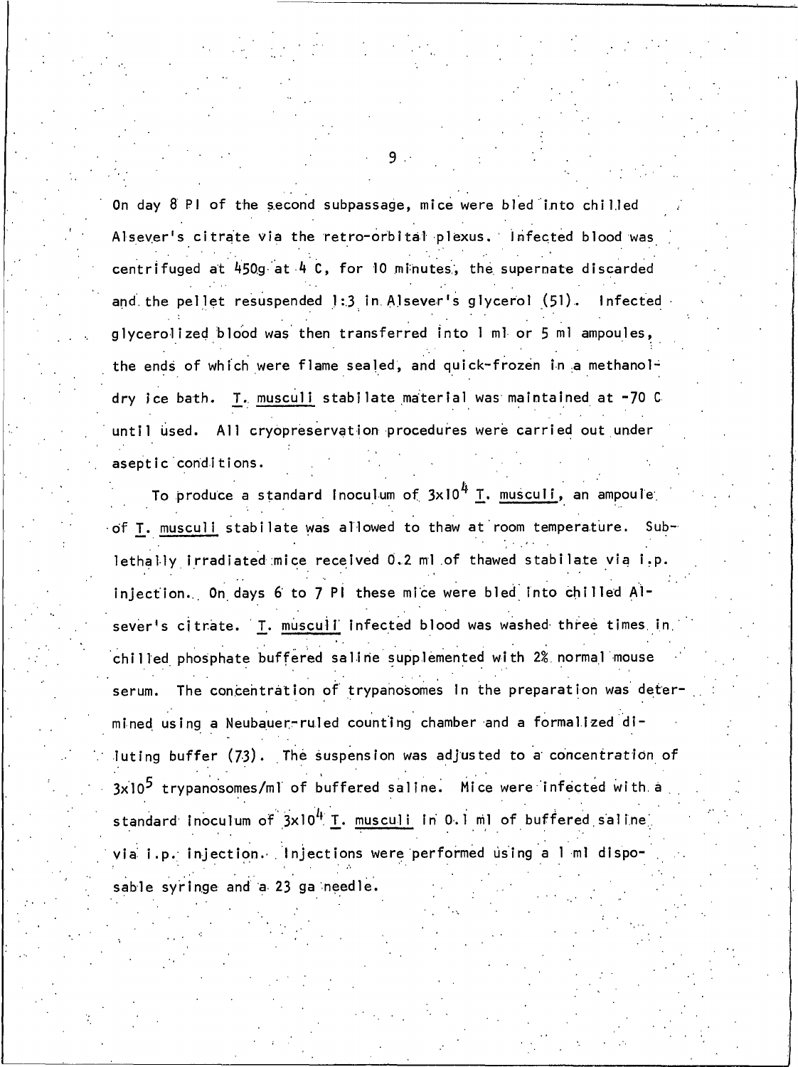On day 8 PI of the second subpassage, mice were bled into chilled Alsever's citrate via the retro-orbital plexus. Infected blood was centrifuged at 450g at 4 C, for 10 minutes, the supernate discarded and the pellet resuspended 1:3 in Alsever's glycerol (51). Infected glycerolized blood was then transferred into 1 ml or 5 ml ampoules, the ends of which were flame sealed, and quick-frozen in a methanol-dry ice bath. _T. musculi_ stabilate material was maintained at -70 C until used. All cryopreservation procedures were carried out under aseptic conditions.

To produce a standard inoculum of $3 \times 10^4$ _T. musculi_, an ampoule of _T. musculi_ stabilate was allowed to thaw at room temperature. Sublethally irradiated mice received 0.2 ml of thawed stabilate via i.p. injection. On days 6 to 7 PI these mice were bled into chilled Alsever's citrate. _T. musculi_ infected blood was washed three times in chilled phosphate buffered saline supplemented with 2% normal mouse serum. The concentration of trypanosomes in the preparation was determined using a Neubauer-ruled counting chamber and a formalized diluting buffer (73). The suspension was adjusted to a concentration of $3 \times 10^5$ trypanosomes/ml of buffered saline. Mice were infected with a standard inoculum of $3 \times 10^4$ _T. musculi_ in 0.1 ml of buffered saline via i.p. injection. Injections were performed using a 1 ml disposable syringe and a 23 ga needle.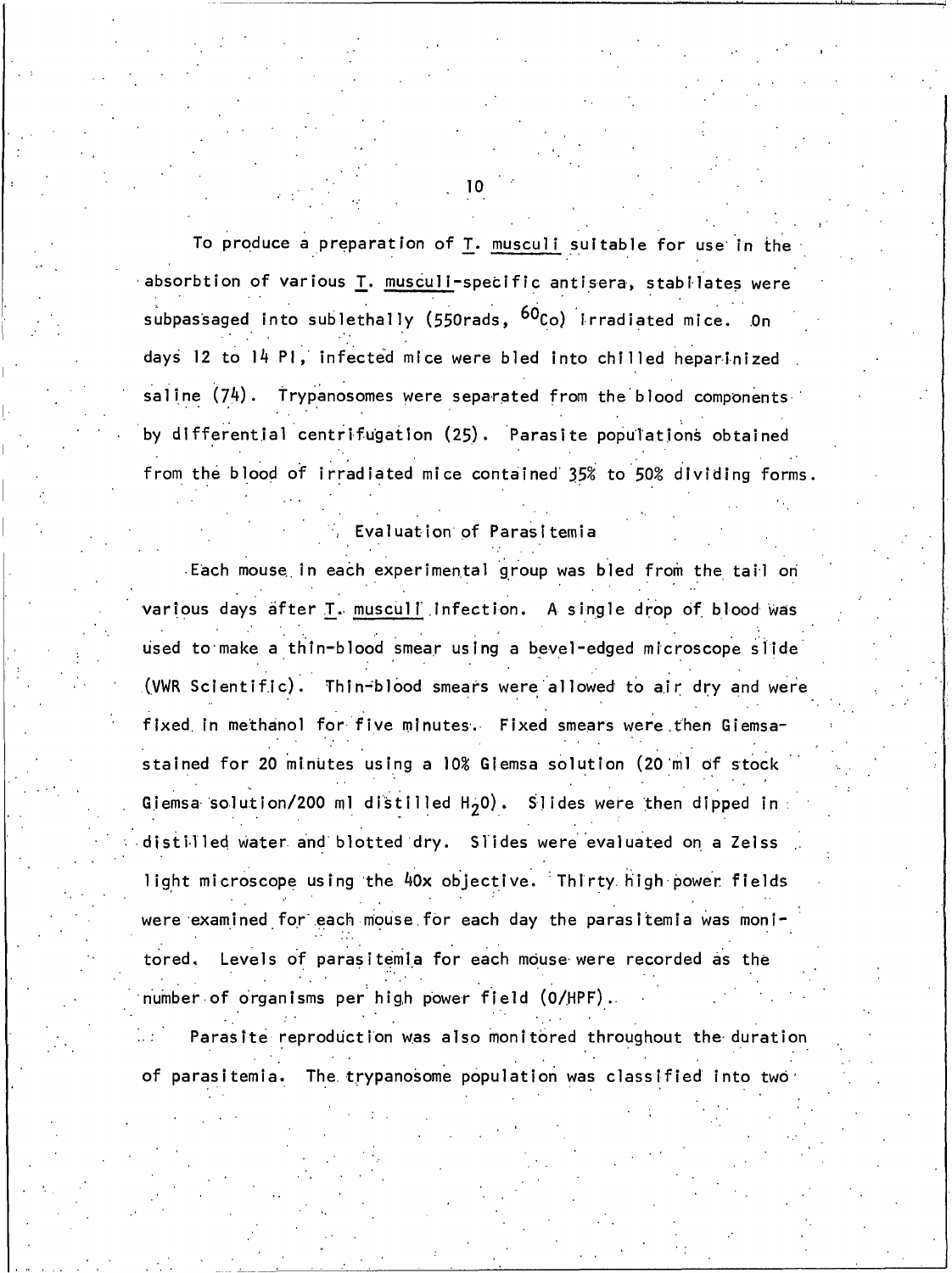To produce a preparation of T. musculi suitable for use in the absorbtion of various T. musculi-specific antisera, stabilates were subpassaged into sublethally (550rads, $^{60}Co$) irradiated mice. On days 12 to 14 PI, infected mice were bled into chilled heparinized saline (74). Trypanosomes were separated from the blood components by differential centrifugation (25). Parasite populations obtained from the blood of irradiated mice contained 35% to 50% dividing forms.

## Evaluation of Parasitemia

Each mouse in each experimental group was bled from the tail on various days after T. musculi infection. A single drop of blood was used to make a thin-blood smear using a bevel-edged microscope slide (VWR Scientific). Thin-blood smears were allowed to air dry and were fixed in methanol for five minutes. Fixed smears were then Giemsa-stained for 20 minutes using a 10% Giemsa solution (20 ml of stock Giemsa solution/200 ml distilled $H_2O$). Slides were then dipped in distilled water and blotted dry. Slides were evaluated on a Zeiss light microscope using the 40x objective. Thirty high power fields were examined for each mouse for each day the parasitemia was monitored. Levels of parasitemia for each mouse were recorded as the number of organisms per high power field (O/HPF).

Parasite reproduction was also monitored throughout the duration of parasitemia. The trypanosome population was classified into two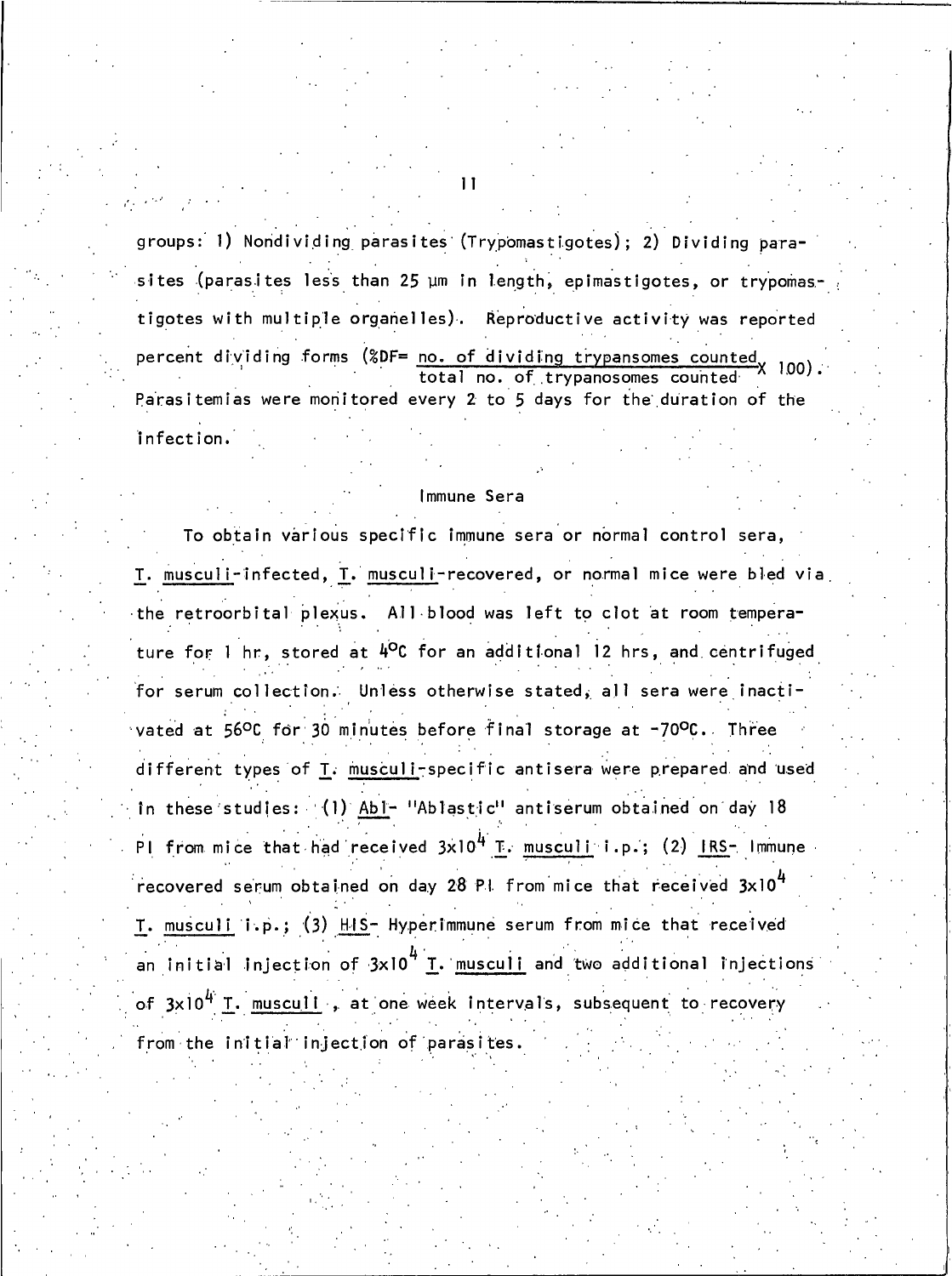groups: 1) Nondividing parasites (Trypomastigotes); 2) Dividing parasites (parasites less than 25 µm in length, epimastigotes, or trypomastigotes with multiple organelles). Reproductive activity was reported percent dividing forms ($\%DF = \frac{\text{no. of dividing trypansomes counted}}{\text{total no. of trypanosomes counted}} \times 100$). Parasitemias were monitored every 2 to 5 days for the duration of the infection.

## Immune Sera

To obtain various specific immune sera or normal control sera, T. musculi-infected, T. musculi-recovered, or normal mice were bled via the retroorbital plexus. All blood was left to clot at room temperature for 1 hr, stored at 4°C for an additional 12 hrs, and centrifuged for serum collection. Unless otherwise stated, all sera were inactivated at 56°C for 30 minutes before final storage at -70°C. Three different types of T. musculi-specific antisera were prepared and used in these studies: (1) Abl- "Ablastic" antiserum obtained on day 18 PI from mice that had received $3 \times 10^4$ T. musculi i.p.; (2) IRS- Immune recovered serum obtained on day 28 P.I. from mice that received $3 \times 10^4$ T. musculi i.p.; (3) HIS- Hyperimmune serum from mice that received an initial injection of $3 \times 10^4$ T. musculi and two additional injections of $3 \times 10^4$ T. musculi, at one week intervals, subsequent to recovery from the initial injection of parasites.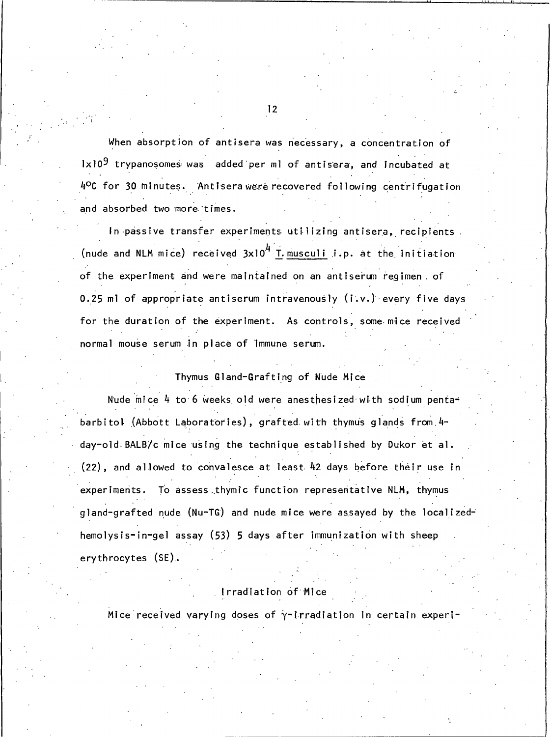When absorption of antisera was necessary, a concentration of $1x10^9$ trypanosomes was added per ml of antisera, and incubated at 4°C for 30 minutes. Antisera were recovered following centrifugation and absorbed two more times.

In passive transfer experiments utilizing antisera, recipients (nude and NLM mice) received $3x10^4$ T. musculi i.p. at the initiation of the experiment and were maintained on an antiserum regimen of 0.25 ml of appropriate antiserum intravenously (i.v.) every five days for the duration of the experiment. As controls, some mice received normal mouse serum in place of immune serum.

## Thymus Gland-Grafting of Nude Mice

Nude mice 4 to 6 weeks old were anesthesized with sodium pentabarbitol (Abbott Laboratories), grafted with thymus glands from 4-day-old BALB/c mice using the technique established by Dukor et al. (22), and allowed to convalesce at least 42 days before their use in experiments. To assess thymic function representative NLM, thymus gland-grafted nude (Nu-TG) and nude mice were assayed by the localized-hemolysis-in-gel assay (53) 5 days after immunization with sheep erythrocytes (SE).

## Irradiation of Mice

Mice received varying doses of $\gamma$-irradiation in certain experi-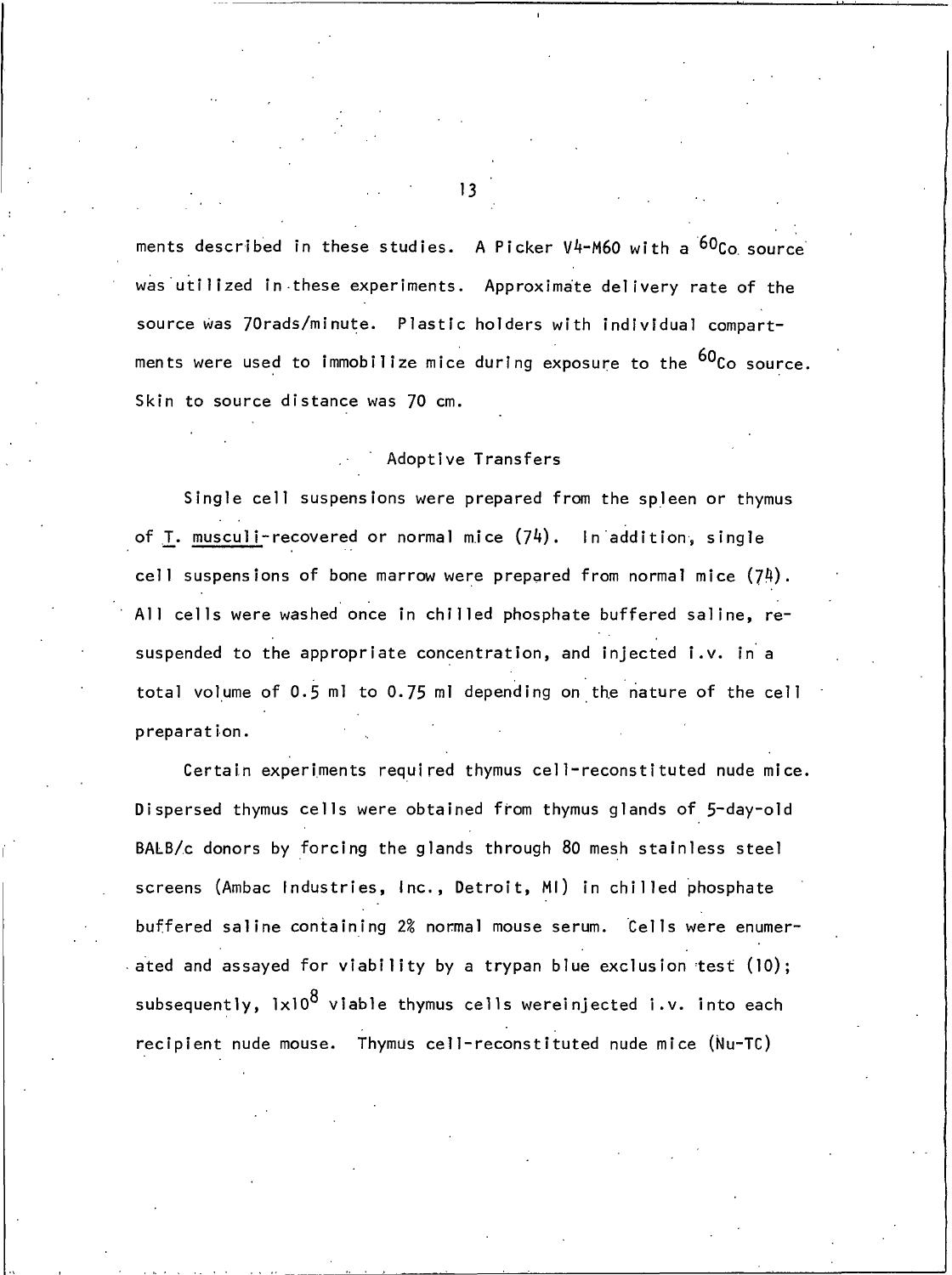ments described in these studies. A Picker V4-M60 with a $^{60}$Co source was utilized in these experiments. Approximate delivery rate of the source was 70rads/minute. Plastic holders with individual compartments were used to immobilize mice during exposure to the $^{60}$Co source. Skin to source distance was 70 cm.

## Adoptive Transfers

Single cell suspensions were prepared from the spleen or thymus of T. musculi-recovered or normal mice (74). In addition, single cell suspensions of bone marrow were prepared from normal mice (74). All cells were washed once in chilled phosphate buffered saline, resuspended to the appropriate concentration, and injected i.v. in a total volume of 0.5 ml to 0.75 ml depending on the nature of the cell preparation.

Certain experiments required thymus cell-reconstituted nude mice. Dispersed thymus cells were obtained from thymus glands of 5-day-old BALB/c donors by forcing the glands through 80 mesh stainless steel screens (Ambac Industries, Inc., Detroit, MI) in chilled phosphate buffered saline containing 2% normal mouse serum. Cells were enumerated and assayed for viability by a trypan blue exclusion test (10); subsequently, $1\times10^8$ viable thymus cells wereinjected i.v. into each recipient nude mouse. Thymus cell-reconstituted nude mice (Nu-TC)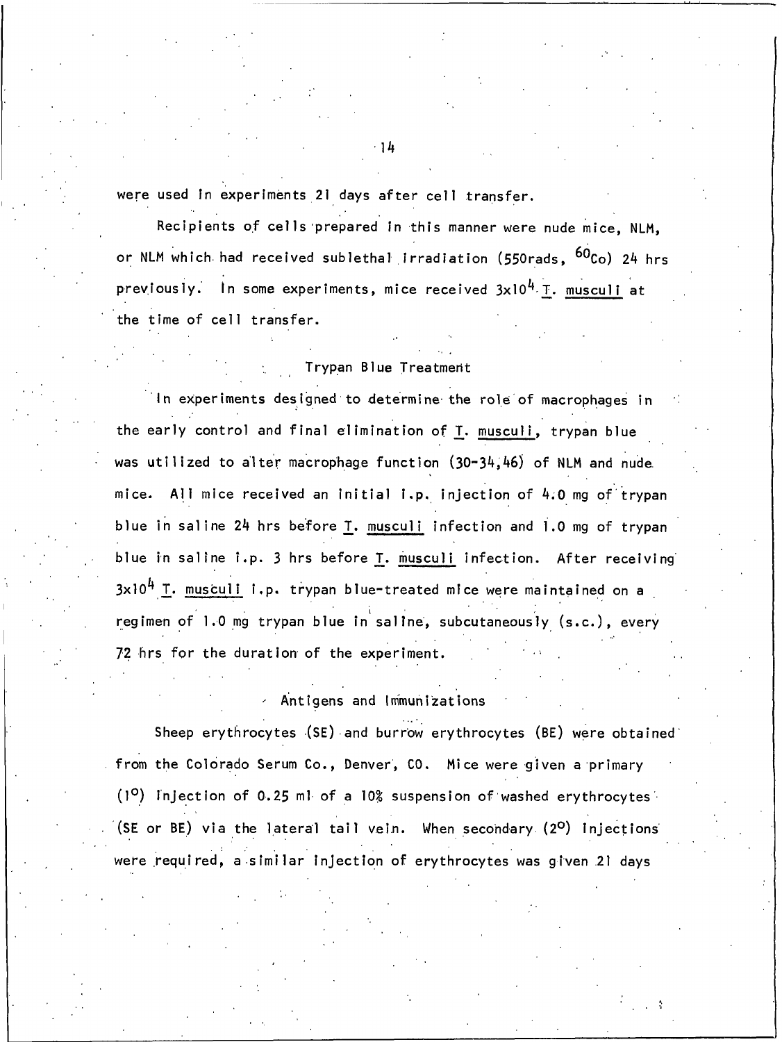were used in experiments 21 days after cell transfer.

Recipients of cells prepared in this manner were nude mice, NLM, or NLM which had received sublethal irradiation (550rads, $^{60}Co$) 24 hrs previously. In some experiments, mice received $3 \times 10^4$ T. musculi at the time of cell transfer.

## Trypan Blue Treatment

In experiments designed to determine the role of macrophages in the early control and final elimination of T. musculi, trypan blue was utilized to alter macrophage function (30-34,46) of NLM and nude mice. All mice received an initial i.p. injection of 4.0 mg of trypan blue in saline 24 hrs before T. musculi infection and 1.0 mg of trypan blue in saline i.p. 3 hrs before T. musculi infection. After receiving $3 \times 10^4$ T. musculi i.p. trypan blue-treated mice were maintained on a regimen of 1.0 mg trypan blue in saline, subcutaneously (s.c.), every 72 hrs for the duration of the experiment.

## Antigens and Immunizations

Sheep erythrocytes (SE) and burrow erythrocytes (BE) were obtained from the Colorado Serum Co., Denver, CO. Mice were given a primary ($1^o$) injection of 0.25 ml of a 10% suspension of washed erythrocytes (SE or BE) via the lateral tail vein. When secondary ($2^o$) injections were required, a similar injection of erythrocytes was given 21 days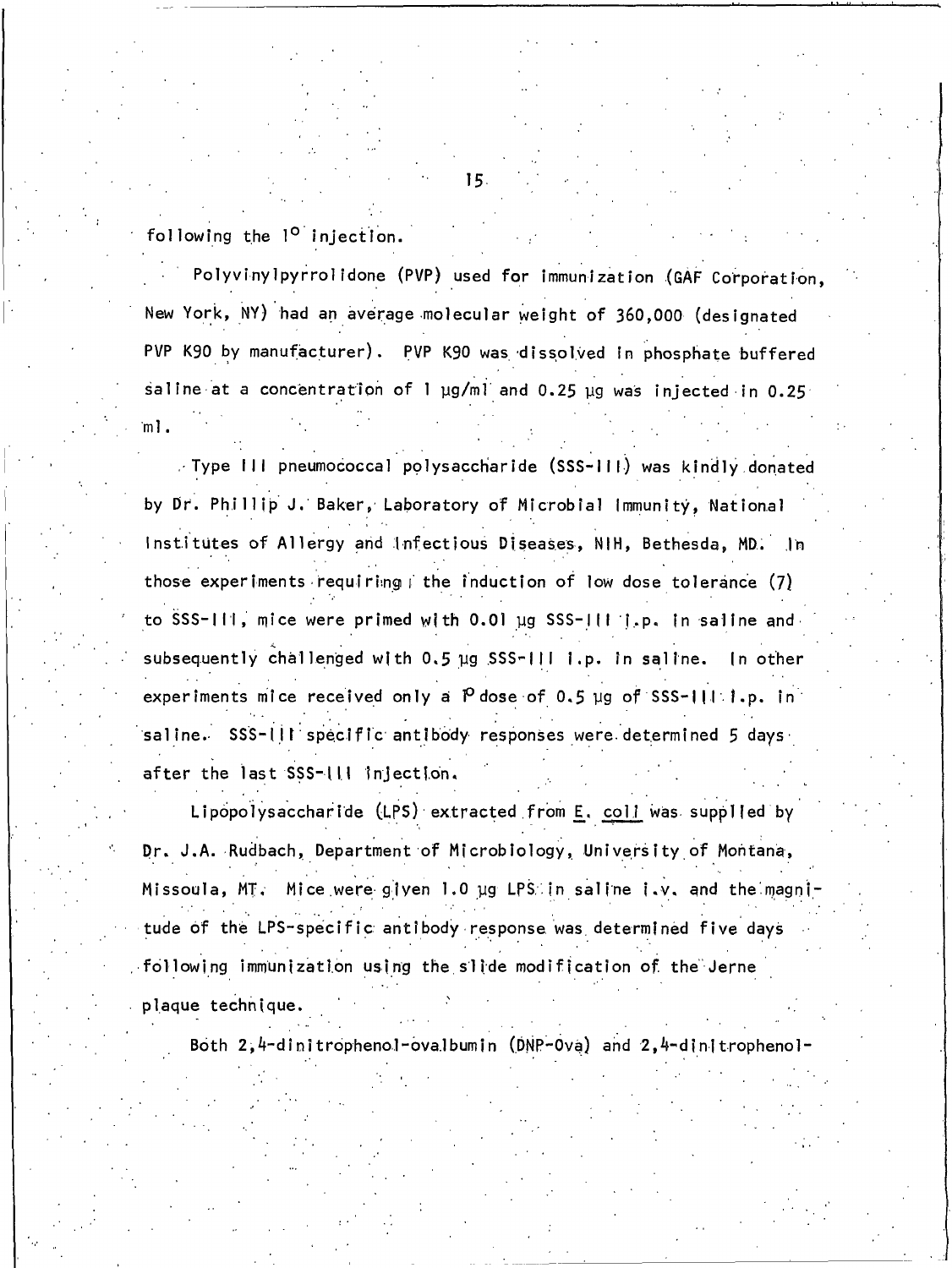following the $1^{o}$ injection.

Polyvinylpyrrolidone (PVP) used for immunization (GAF Corporation, New York, NY) had an average molecular weight of 360,000 (designated PVP K90 by manufacturer). PVP K90 was dissolved in phosphate buffered saline at a concentration of 1 μg/ml and 0.25 μg was injected in 0.25 ml.

Type III pneumococcal polysaccharide (SSS-III) was kindly donated by Dr. Phillip J. Baker, Laboratory of Microbial Immunity, National Institutes of Allergy and Infectious Diseases, NIH, Bethesda, MD. In those experiments requiring the induction of low dose tolerance (7) to SSS-III, mice were primed with 0.01 μg SSS-III i.p. in saline and subsequently challenged with 0.5 μg SSS-III i.p. in saline. In other experiments mice received only a $1^{o}$ dose of 0.5 μg of SSS-III i.p. in saline. SSS-III specific antibody responses were determined 5 days after the last SSS-III injection.

Lipopolysaccharide (LPS) extracted from E. coli was supplied by Dr. J.A. Rudbach, Department of Microbiology, University of Montana, Missoula, MT. Mice were given 1.0 μg LPS in saline i.v. and the magnitude of the LPS-specific antibody response was determined five days following immunization using the slide modification of the Jerne plaque technique.

Both 2,4-dinitrophenol-ovalbumin (DNP-Ova) and 2,4-dinitrophenol-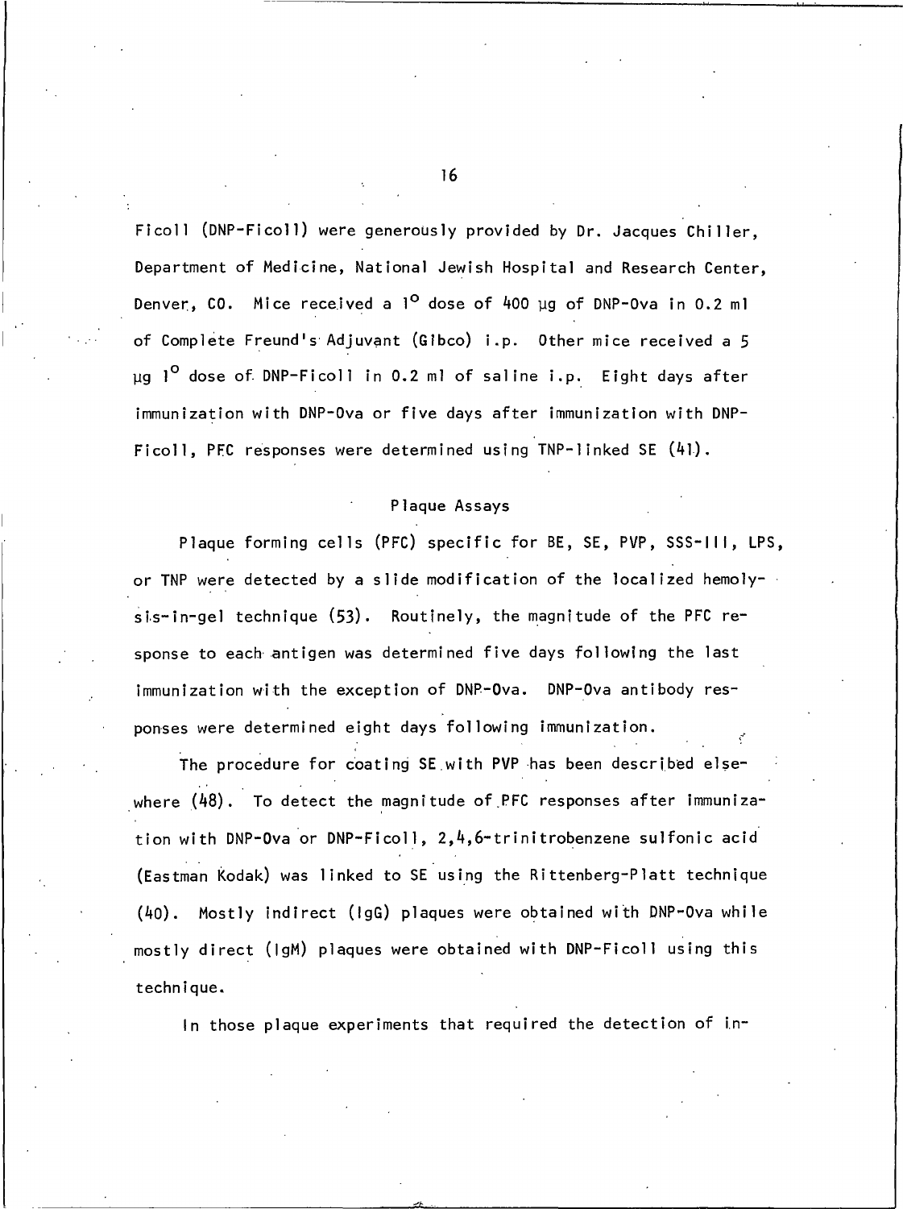Ficoll (DNP-Ficoll) were generously provided by Dr. Jacques Chiller, Department of Medicine, National Jewish Hospital and Research Center, Denver, CO. Mice received a 1° dose of 400 μg of DNP-Ova in 0.2 ml of Complete Freund's Adjuvant (Gibco) i.p. Other mice received a 5 μg 1° dose of DNP-Ficoll in 0.2 ml of saline i.p. Eight days after immunization with DNP-Ova or five days after immunization with DNP-Ficoll, PFC responses were determined using TNP-linked SE (41).

### Plaque Assays

Plaque forming cells (PFC) specific for BE, SE, PVP, SSS-III, LPS, or TNP were detected by a slide modification of the localized hemolysis-in-gel technique (53). Routinely, the magnitude of the PFC response to each antigen was determined five days following the last immunization with the exception of DNP-Ova. DNP-Ova antibody responses were determined eight days following immunization.

The procedure for coating SE with PVP has been described elsewhere (48). To detect the magnitude of PFC responses after immunization with DNP-Ova or DNP-Ficoll, 2,4,6-trinitrobenzene sulfonic acid (Eastman Kodak) was linked to SE using the Rittenberg-Platt technique (40). Mostly indirect (IgG) plaques were obtained with DNP-Ova while mostly direct (IgM) plaques were obtained with DNP-Ficoll using this technique.

In those plaque experiments that required the detection of in-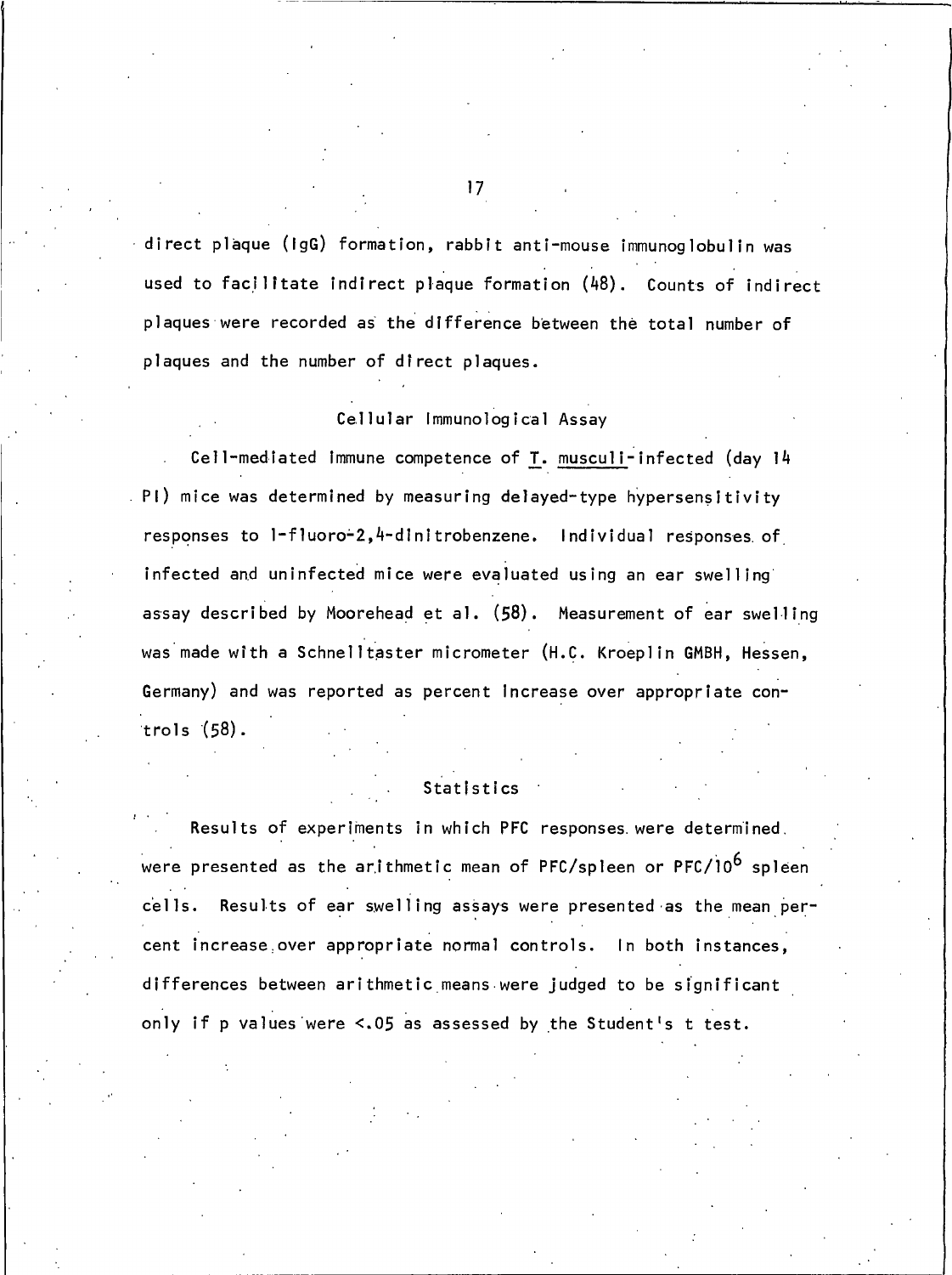direct plaque (IgG) formation, rabbit anti-mouse immunoglobulin was used to facilitate indirect plaque formation (48). Counts of indirect plaques were recorded as the difference between the total number of plaques and the number of direct plaques.

### Cellular Immunological Assay

Cell-mediated immune competence of T. musculi-infected (day 14 PI) mice was determined by measuring delayed-type hypersensitivity responses to 1-fluoro-2,4-dinitrobenzene. Individual responses of infected and uninfected mice were evaluated using an ear swelling assay described by Moorehead et al. (58). Measurement of ear swelling was made with a Schnelltaster micrometer (H.C. Kroeplin GMBH, Hessen, Germany) and was reported as percent increase over appropriate controls (58).

### Statistics

Results of experiments in which PFC responses were determined were presented as the arithmetic mean of PFC/spleen or PFC/$10^6$ spleen cells. Results of ear swelling assays were presented as the mean percent increase over appropriate normal controls. In both instances, differences between arithmetic means were judged to be significant only if p values were $<.05$ as assessed by the Student's t test.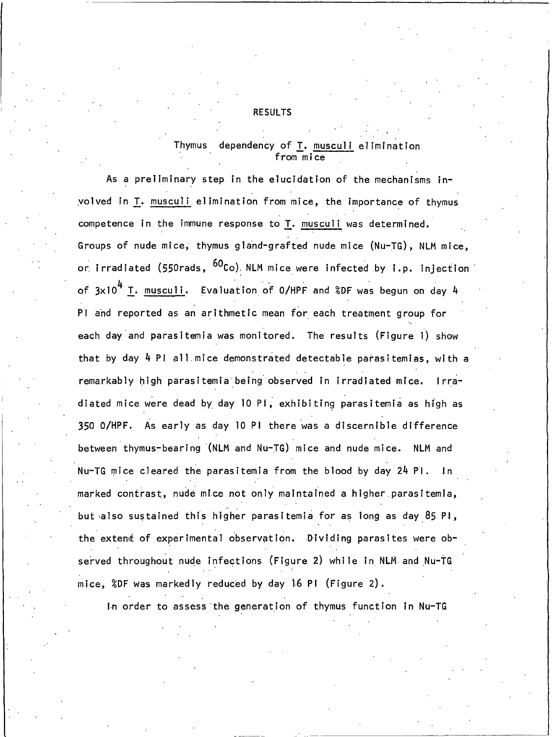# RESULTS

## Thymus dependency of T. musculi elimination from mice

As a preliminary step in the elucidation of the mechanisms involved in T. musculi elimination from mice, the importance of thymus competence in the immune response to T. musculi was determined. Groups of nude mice, thymus gland-grafted nude mice (Nu-TG), NLM mice, or irradiated (550rads, $^{60}Co$) NLM mice were infected by i.p. injection of $3\times10^4$ T. musculi. Evaluation of O/HPF and %DF was begun on day 4 PI and reported as an arithmetic mean for each treatment group for each day and parasitemia was monitored. The results (Figure 1) show that by day 4 PI all mice demonstrated detectable parasitemias, with a remarkably high parasitemia being observed in irradiated mice. Irradiated mice were dead by day 10 PI, exhibiting parasitemia as high as 350 O/HPF. As early as day 10 PI there was a discernible difference between thymus-bearing (NLM and Nu-TG) mice and nude mice. NLM and Nu-TG mice cleared the parasitemia from the blood by day 24 PI. In marked contrast, nude mice not only maintained a higher parasitemia, but also sustained this higher parasitemia for as long as day 85 PI, the extent of experimental observation. Dividing parasites were observed throughout nude infections (Figure 2) while in NLM and Nu-TG mice, %DF was markedly reduced by day 16 PI (Figure 2).

In order to assess the generation of thymus function in Nu-TG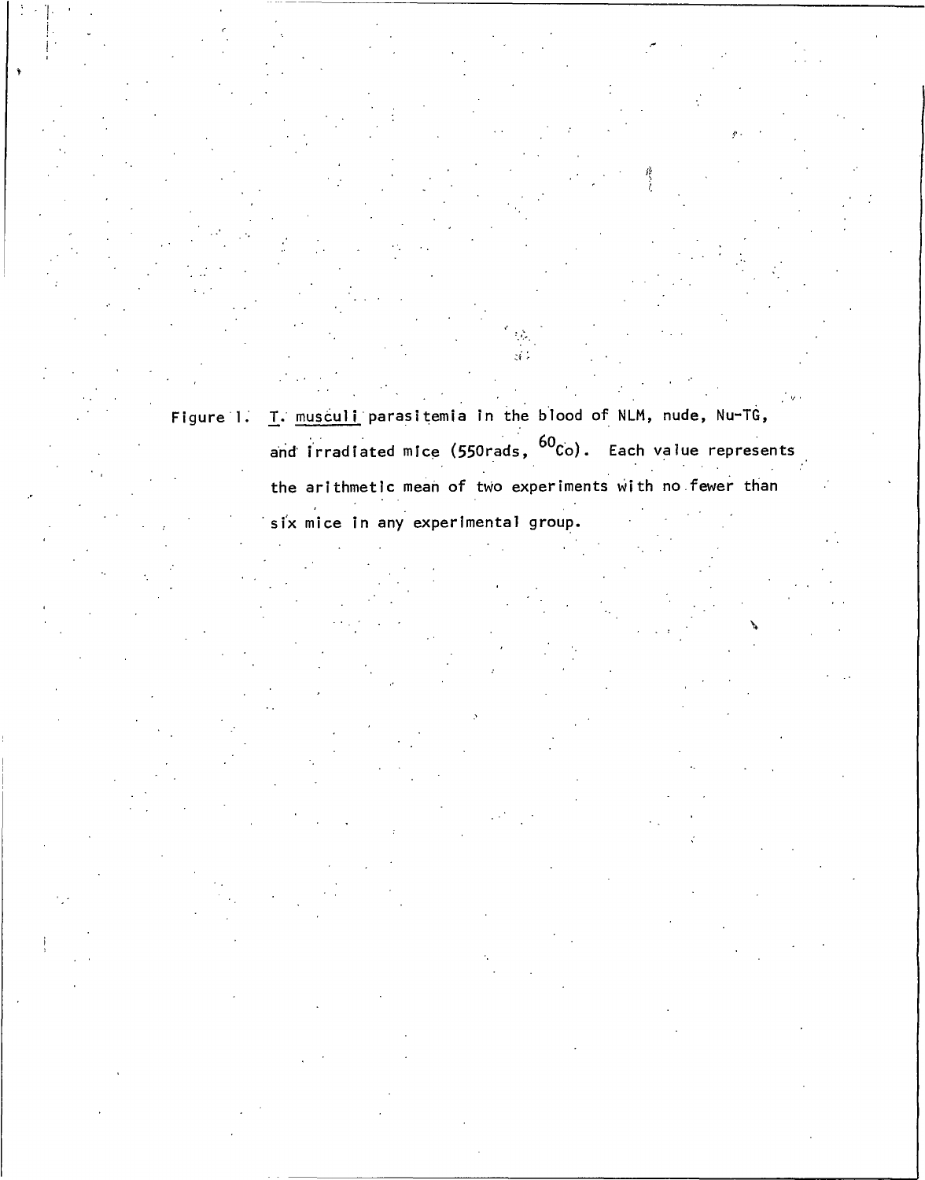Figure 1. *T. musculi* parasitemia in the blood of NLM, nude, Nu-TG, and irradiated mice (550rads, $^{60}Co$). Each value represents the arithmetic mean of two experiments with no fewer than six mice in any experimental group.